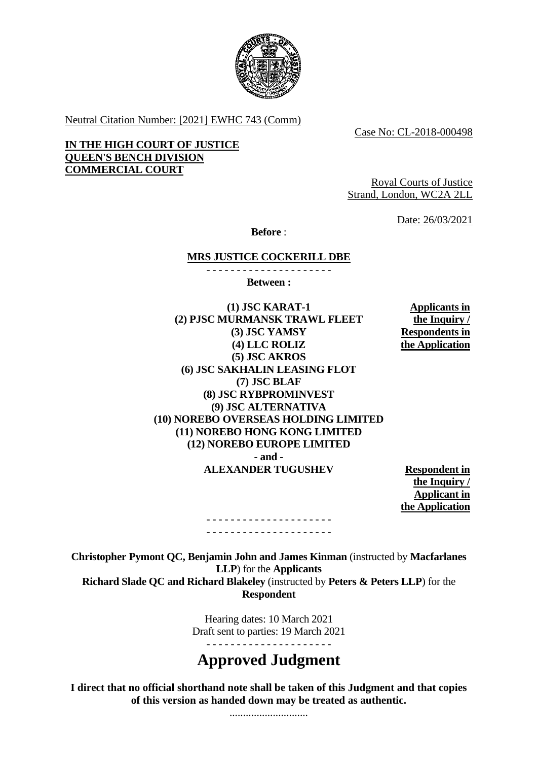Neutral Citation Number: [2021] EWHC 743 (Comm)

Case No: CL-2018-000498

**IN THE HIGH COURT OF JUSTICE**
**QUEEN'S BENCH DIVISION**
**COMMERCIAL COURT**

Royal Courts of Justice
Strand, London, WC2A 2LL

Date: 26/03/2021

**Before** :

**MRS JUSTICE COCKERILL DBE**

- - - - - - - - - - - - - - - - - - - - -

**Between :**

| | |
|---|---|
| **(1) JSC KARAT-1**<br>**(2) PJSC MURMANSK TRAWL FLEET**<br>**(3) JSC YAMSY**<br>**(4) LLC ROLIZ**<br>**(5) JSC AKROS**<br>**(6) JSC SAKHALIN LEASING FLOT**<br>**(7) JSC BLAF**<br>**(8) JSC RYBPROMINVEST**<br>**(9) JSC ALTERNATIVA**<br>**(10) NOREBO OVERSEAS HOLDING LIMITED**<br>**(11) NOREBO HONG KONG LIMITED**<br>**(12) NOREBO EUROPE LIMITED** | **Applicants in the Inquiry / Respondents in the Application** |
| **- and -** | |
| **ALEXANDER TUGUSHEV** | **Respondent in the Inquiry / Applicant in the Application** |

- - - - - - - - - - - - - - - - - - - - -
- - - - - - - - - - - - - - - - - - - - -

**Christopher Pymont QC, Benjamin John and James Kinman** (instructed by **Macfarlanes LLP**) for the **Applicants**
**Richard Slade QC and Richard Blakeley** (instructed by **Peters & Peters LLP**) for the **Respondent**

Hearing dates: 10 March 2021
Draft sent to parties: 19 March 2021

- - - - - - - - - - - - - - - - - - - - -

# Approved Judgment

**I direct that no official shorthand note shall be taken of this Judgment and that copies of this version as handed down may be treated as authentic.**

.............................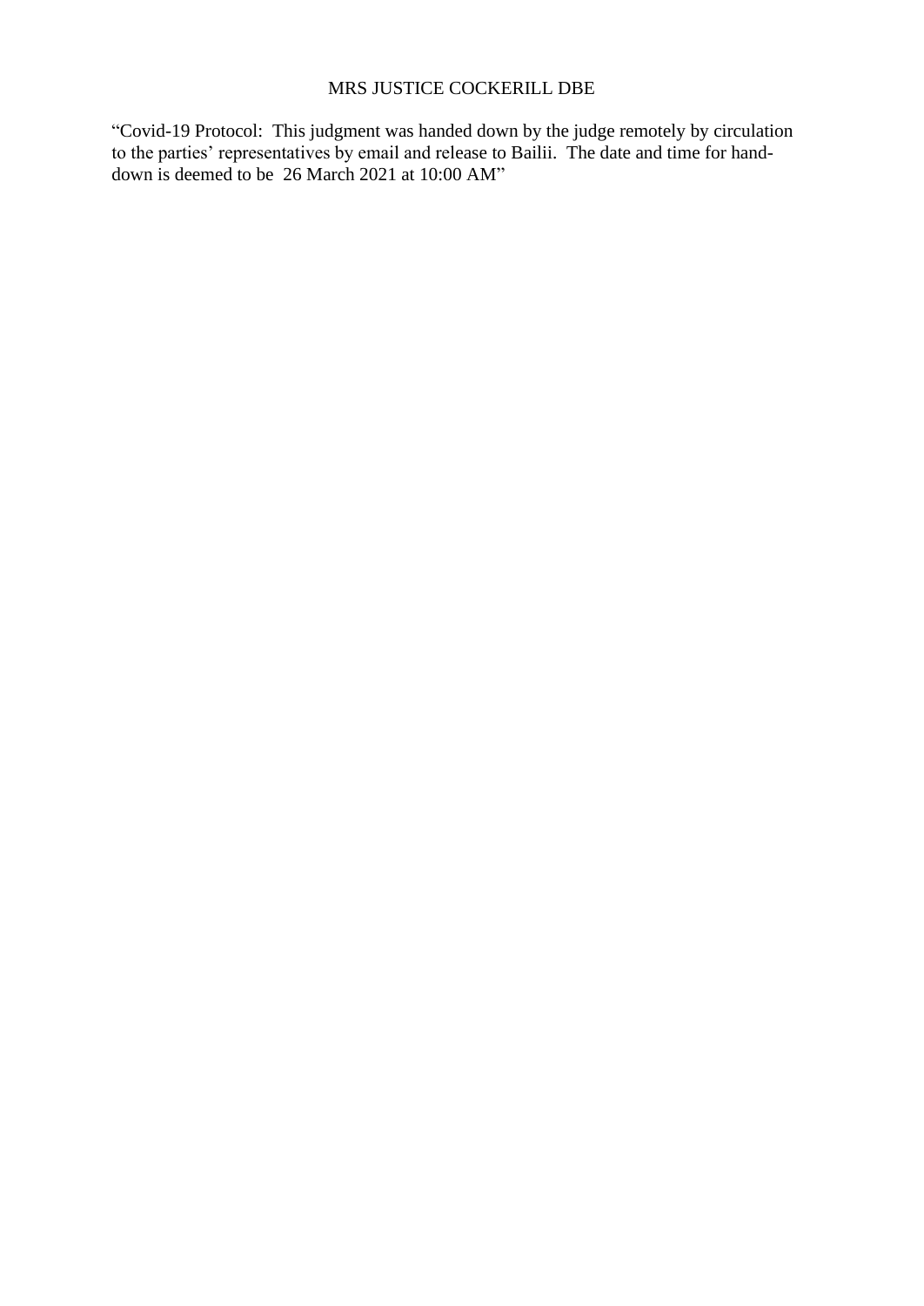MRS JUSTICE COCKERILL DBE

"Covid-19 Protocol: This judgment was handed down by the judge remotely by circulation to the parties' representatives by email and release to Bailii. The date and time for hand-down is deemed to be 26 March 2021 at 10:00 AM"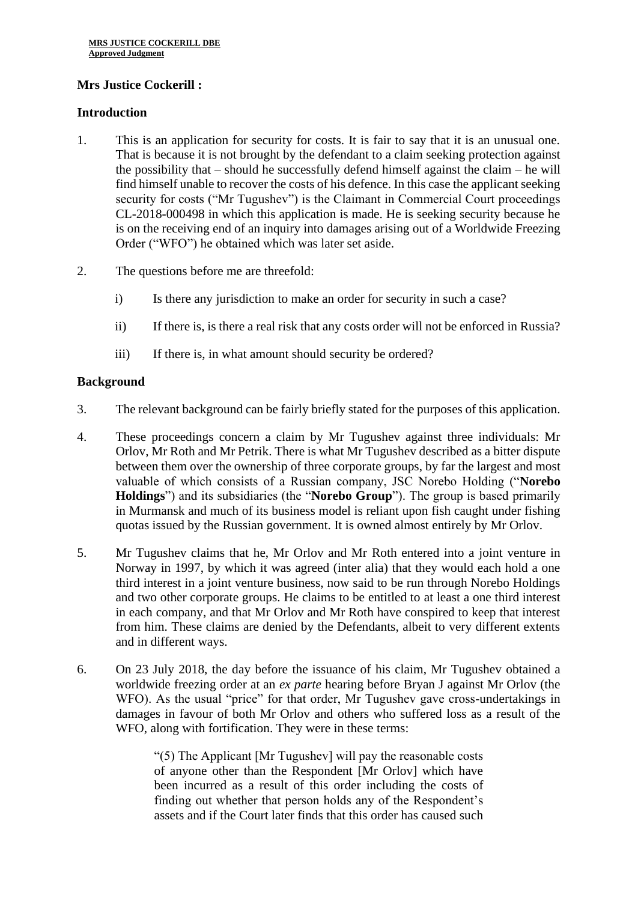**Mrs Justice Cockerill :**

**Introduction**

1. This is an application for security for costs. It is fair to say that it is an unusual one. That is because it is not brought by the defendant to a claim seeking protection against the possibility that – should he successfully defend himself against the claim – he will find himself unable to recover the costs of his defence. In this case the applicant seeking security for costs ("Mr Tugushev") is the Claimant in Commercial Court proceedings CL-2018-000498 in which this application is made. He is seeking security because he is on the receiving end of an inquiry into damages arising out of a Worldwide Freezing Order ("WFO") he obtained which was later set aside.

2. The questions before me are threefold:

   i) Is there any jurisdiction to make an order for security in such a case?

   ii) If there is, is there a real risk that any costs order will not be enforced in Russia?

   iii) If there is, in what amount should security be ordered?

**Background**

3. The relevant background can be fairly briefly stated for the purposes of this application.

4. These proceedings concern a claim by Mr Tugushev against three individuals: Mr Orlov, Mr Roth and Mr Petrik. There is what Mr Tugushev described as a bitter dispute between them over the ownership of three corporate groups, by far the largest and most valuable of which consists of a Russian company, JSC Norebo Holding ("**Norebo Holdings**") and its subsidiaries (the "**Norebo Group**"). The group is based primarily in Murmansk and much of its business model is reliant upon fish caught under fishing quotas issued by the Russian government. It is owned almost entirely by Mr Orlov.

5. Mr Tugushev claims that he, Mr Orlov and Mr Roth entered into a joint venture in Norway in 1997, by which it was agreed (inter alia) that they would each hold a one third interest in a joint venture business, now said to be run through Norebo Holdings and two other corporate groups. He claims to be entitled to at least a one third interest in each company, and that Mr Orlov and Mr Roth have conspired to keep that interest from him. These claims are denied by the Defendants, albeit to very different extents and in different ways.

6. On 23 July 2018, the day before the issuance of his claim, Mr Tugushev obtained a worldwide freezing order at an *ex parte* hearing before Bryan J against Mr Orlov (the WFO). As the usual "price" for that order, Mr Tugushev gave cross-undertakings in damages in favour of both Mr Orlov and others who suffered loss as a result of the WFO, along with fortification. They were in these terms:

> "(5) The Applicant [Mr Tugushev] will pay the reasonable costs of anyone other than the Respondent [Mr Orlov] which have been incurred as a result of this order including the costs of finding out whether that person holds any of the Respondent's assets and if the Court later finds that this order has caused such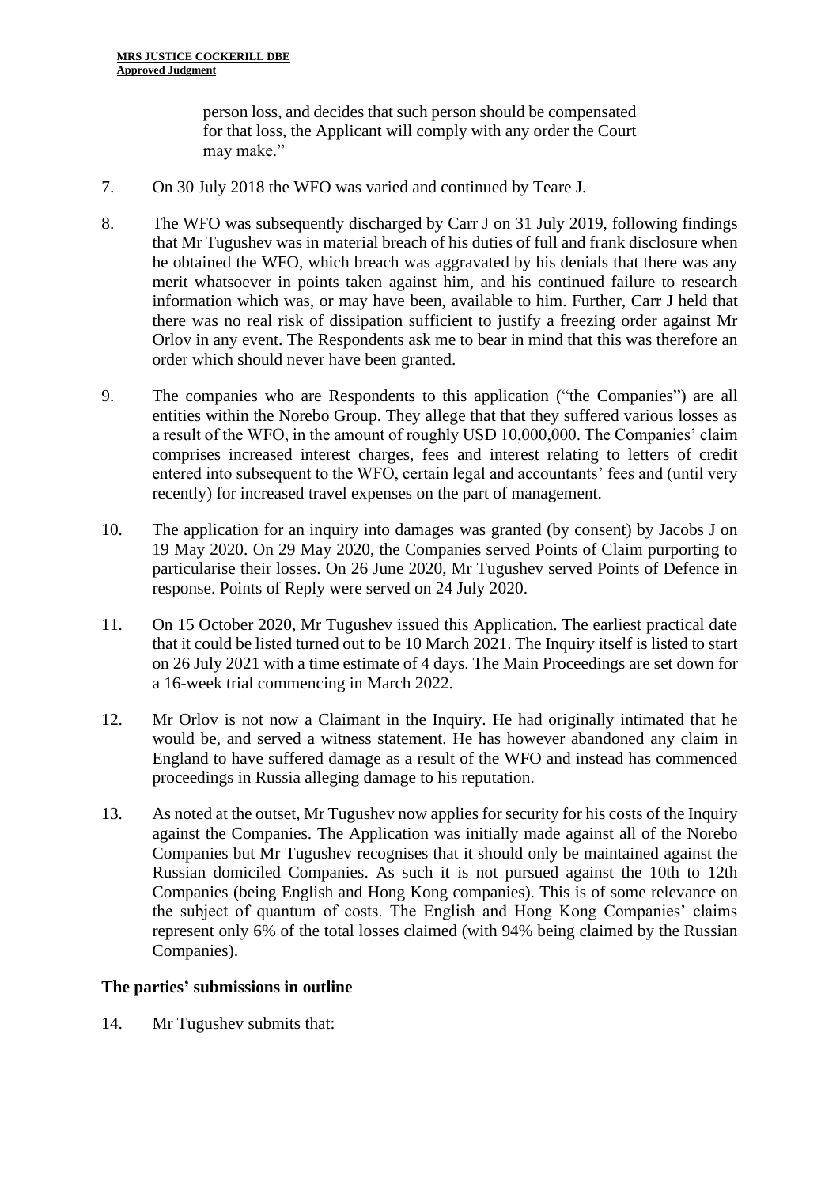person loss, and decides that such person should be compensated for that loss, the Applicant will comply with any order the Court may make."

7. On 30 July 2018 the WFO was varied and continued by Teare J.

8. The WFO was subsequently discharged by Carr J on 31 July 2019, following findings that Mr Tugushev was in material breach of his duties of full and frank disclosure when he obtained the WFO, which breach was aggravated by his denials that there was any merit whatsoever in points taken against him, and his continued failure to research information which was, or may have been, available to him. Further, Carr J held that there was no real risk of dissipation sufficient to justify a freezing order against Mr Orlov in any event. The Respondents ask me to bear in mind that this was therefore an order which should never have been granted.

9. The companies who are Respondents to this application ("the Companies") are all entities within the Norebo Group. They allege that that they suffered various losses as a result of the WFO, in the amount of roughly USD 10,000,000. The Companies' claim comprises increased interest charges, fees and interest relating to letters of credit entered into subsequent to the WFO, certain legal and accountants' fees and (until very recently) for increased travel expenses on the part of management.

10. The application for an inquiry into damages was granted (by consent) by Jacobs J on 19 May 2020. On 29 May 2020, the Companies served Points of Claim purporting to particularise their losses. On 26 June 2020, Mr Tugushev served Points of Defence in response. Points of Reply were served on 24 July 2020.

11. On 15 October 2020, Mr Tugushev issued this Application. The earliest practical date that it could be listed turned out to be 10 March 2021. The Inquiry itself is listed to start on 26 July 2021 with a time estimate of 4 days. The Main Proceedings are set down for a 16-week trial commencing in March 2022.

12. Mr Orlov is not now a Claimant in the Inquiry. He had originally intimated that he would be, and served a witness statement. He has however abandoned any claim in England to have suffered damage as a result of the WFO and instead has commenced proceedings in Russia alleging damage to his reputation.

13. As noted at the outset, Mr Tugushev now applies for security for his costs of the Inquiry against the Companies. The Application was initially made against all of the Norebo Companies but Mr Tugushev recognises that it should only be maintained against the Russian domiciled Companies. As such it is not pursued against the 10th to 12th Companies (being English and Hong Kong companies). This is of some relevance on the subject of quantum of costs. The English and Hong Kong Companies' claims represent only 6% of the total losses claimed (with 94% being claimed by the Russian Companies).

## The parties' submissions in outline

14. Mr Tugushev submits that: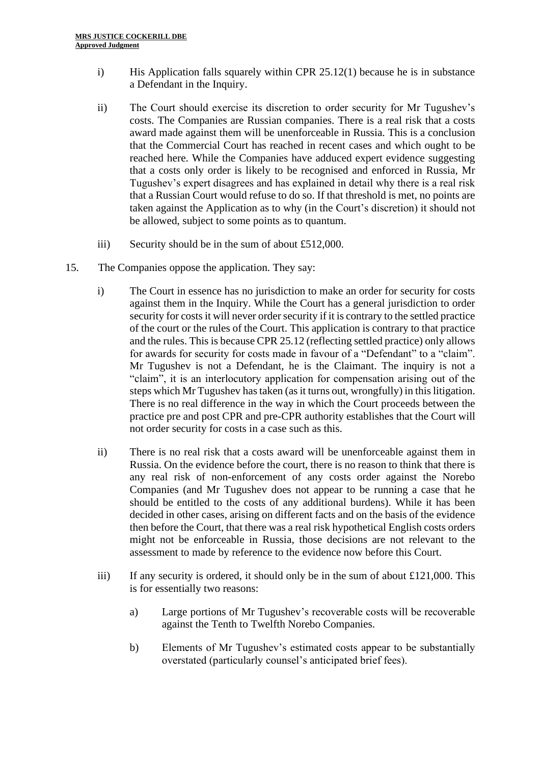i) His Application falls squarely within CPR 25.12(1) because he is in substance a Defendant in the Inquiry.

ii) The Court should exercise its discretion to order security for Mr Tugushev's costs. The Companies are Russian companies. There is a real risk that a costs award made against them will be unenforceable in Russia. This is a conclusion that the Commercial Court has reached in recent cases and which ought to be reached here. While the Companies have adduced expert evidence suggesting that a costs only order is likely to be recognised and enforced in Russia, Mr Tugushev's expert disagrees and has explained in detail why there is a real risk that a Russian Court would refuse to do so. If that threshold is met, no points are taken against the Application as to why (in the Court's discretion) it should not be allowed, subject to some points as to quantum.

iii) Security should be in the sum of about £512,000.

15. The Companies oppose the application. They say:

i) The Court in essence has no jurisdiction to make an order for security for costs against them in the Inquiry. While the Court has a general jurisdiction to order security for costs it will never order security if it is contrary to the settled practice of the court or the rules of the Court. This application is contrary to that practice and the rules. This is because CPR 25.12 (reflecting settled practice) only allows for awards for security for costs made in favour of a "Defendant" to a "claim". Mr Tugushev is not a Defendant, he is the Claimant. The inquiry is not a "claim", it is an interlocutory application for compensation arising out of the steps which Mr Tugushev has taken (as it turns out, wrongfully) in this litigation. There is no real difference in the way in which the Court proceeds between the practice pre and post CPR and pre-CPR authority establishes that the Court will not order security for costs in a case such as this.

ii) There is no real risk that a costs award will be unenforceable against them in Russia. On the evidence before the court, there is no reason to think that there is any real risk of non-enforcement of any costs order against the Norebo Companies (and Mr Tugushev does not appear to be running a case that he should be entitled to the costs of any additional burdens). While it has been decided in other cases, arising on different facts and on the basis of the evidence then before the Court, that there was a real risk hypothetical English costs orders might not be enforceable in Russia, those decisions are not relevant to the assessment to made by reference to the evidence now before this Court.

iii) If any security is ordered, it should only be in the sum of about £121,000. This is for essentially two reasons:

a) Large portions of Mr Tugushev's recoverable costs will be recoverable against the Tenth to Twelfth Norebo Companies.

b) Elements of Mr Tugushev's estimated costs appear to be substantially overstated (particularly counsel's anticipated brief fees).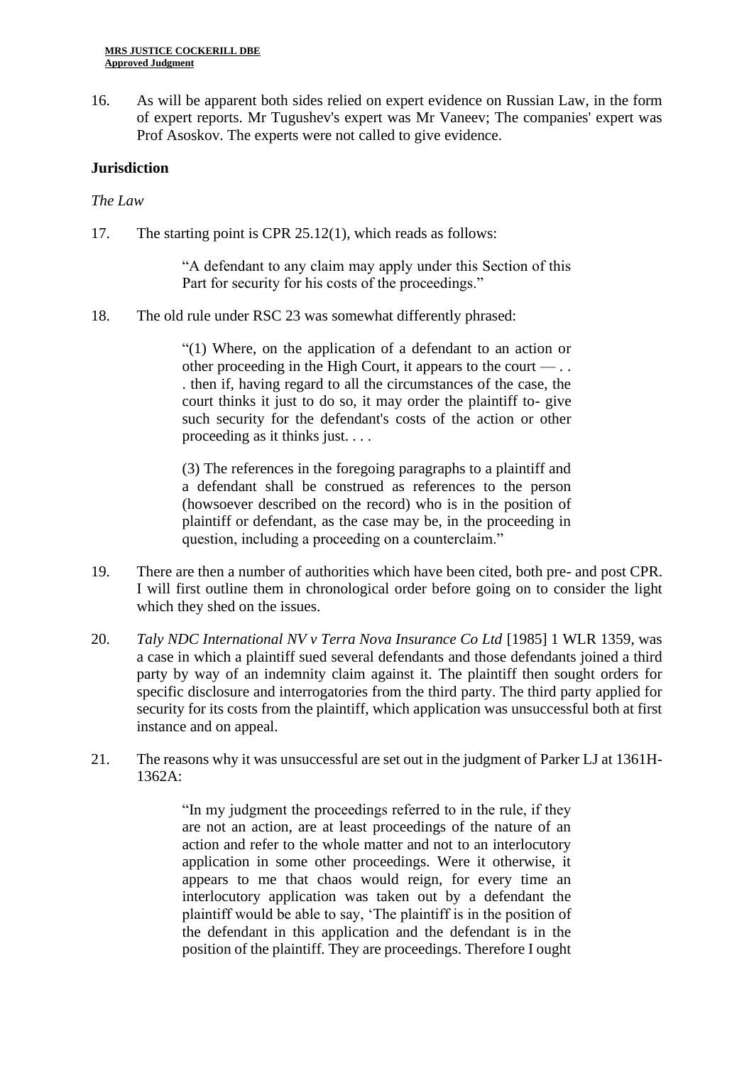16. As will be apparent both sides relied on expert evidence on Russian Law, in the form of expert reports. Mr Tugushev's expert was Mr Vaneev; The companies' expert was Prof Asoskov. The experts were not called to give evidence.

## Jurisdiction

*The Law*

17. The starting point is CPR 25.12(1), which reads as follows:

> "A defendant to any claim may apply under this Section of this Part for security for his costs of the proceedings."

18. The old rule under RSC 23 was somewhat differently phrased:

> "(1) Where, on the application of a defendant to an action or other proceeding in the High Court, it appears to the court — . . . then if, having regard to all the circumstances of the case, the court thinks it just to do so, it may order the plaintiff to- give such security for the defendant's costs of the action or other proceeding as it thinks just. . . .
>
> (3) The references in the foregoing paragraphs to a plaintiff and a defendant shall be construed as references to the person (howsoever described on the record) who is in the position of plaintiff or defendant, as the case may be, in the proceeding in question, including a proceeding on a counterclaim."

19. There are then a number of authorities which have been cited, both pre- and post CPR. I will first outline them in chronological order before going on to consider the light which they shed on the issues.

20. *Taly NDC International NV v Terra Nova Insurance Co Ltd* [1985] 1 WLR 1359, was a case in which a plaintiff sued several defendants and those defendants joined a third party by way of an indemnity claim against it. The plaintiff then sought orders for specific disclosure and interrogatories from the third party. The third party applied for security for its costs from the plaintiff, which application was unsuccessful both at first instance and on appeal.

21. The reasons why it was unsuccessful are set out in the judgment of Parker LJ at 1361H-1362A:

> "In my judgment the proceedings referred to in the rule, if they are not an action, are at least proceedings of the nature of an action and refer to the whole matter and not to an interlocutory application in some other proceedings. Were it otherwise, it appears to me that chaos would reign, for every time an interlocutory application was taken out by a defendant the plaintiff would be able to say, 'The plaintiff is in the position of the defendant in this application and the defendant is in the position of the plaintiff. They are proceedings. Therefore I ought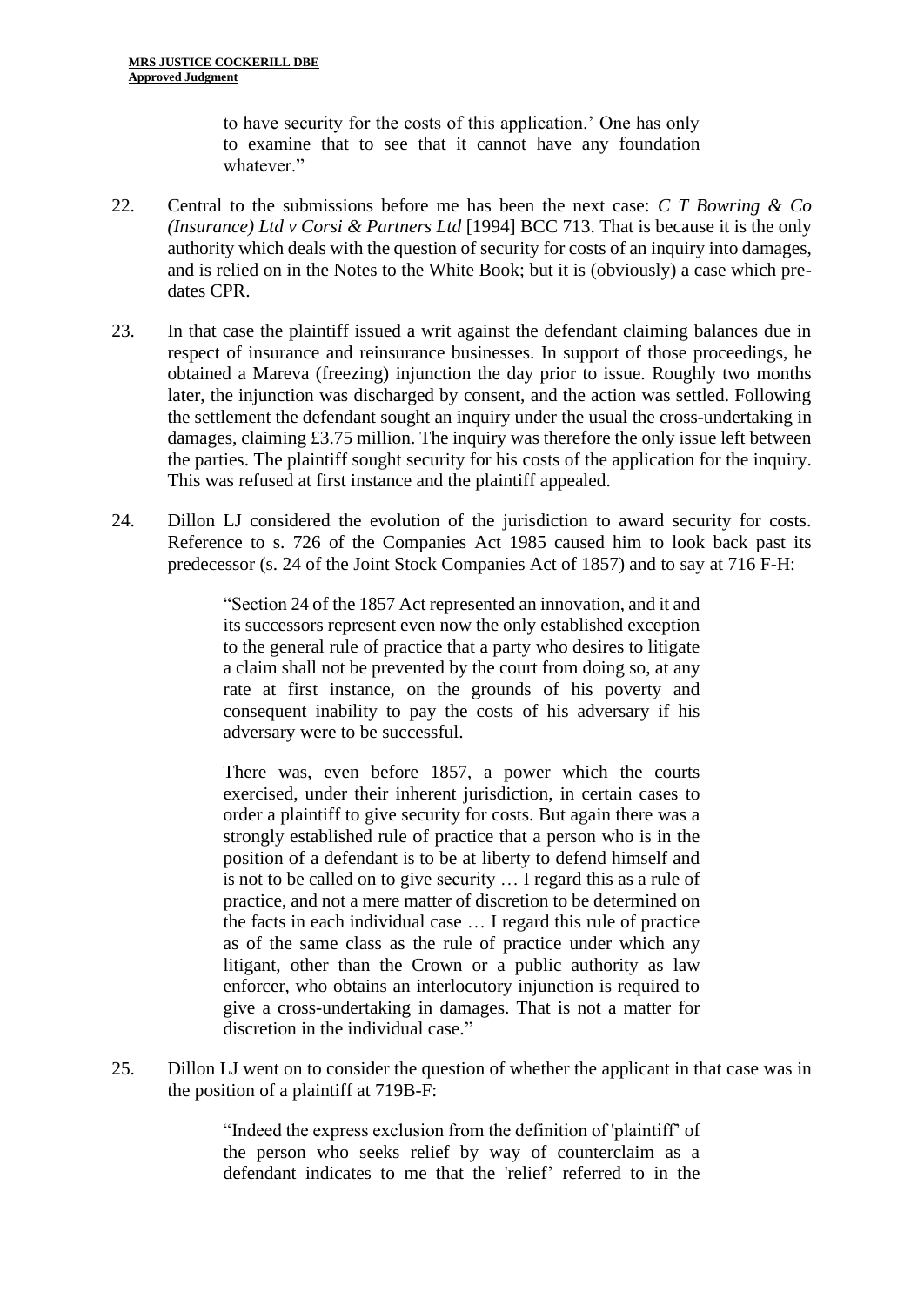> to have security for the costs of this application.' One has only to examine that to see that it cannot have any foundation whatever."

22. Central to the submissions before me has been the next case: *C T Bowring & Co (Insurance) Ltd v Corsi & Partners Ltd* [1994] BCC 713. That is because it is the only authority which deals with the question of security for costs of an inquiry into damages, and is relied on in the Notes to the White Book; but it is (obviously) a case which pre-dates CPR.

23. In that case the plaintiff issued a writ against the defendant claiming balances due in respect of insurance and reinsurance businesses. In support of those proceedings, he obtained a Mareva (freezing) injunction the day prior to issue. Roughly two months later, the injunction was discharged by consent, and the action was settled. Following the settlement the defendant sought an inquiry under the usual the cross-undertaking in damages, claiming £3.75 million. The inquiry was therefore the only issue left between the parties. The plaintiff sought security for his costs of the application for the inquiry. This was refused at first instance and the plaintiff appealed.

24. Dillon LJ considered the evolution of the jurisdiction to award security for costs. Reference to s. 726 of the Companies Act 1985 caused him to look back past its predecessor (s. 24 of the Joint Stock Companies Act of 1857) and to say at 716 F-H:

> "Section 24 of the 1857 Act represented an innovation, and it and its successors represent even now the only established exception to the general rule of practice that a party who desires to litigate a claim shall not be prevented by the court from doing so, at any rate at first instance, on the grounds of his poverty and consequent inability to pay the costs of his adversary if his adversary were to be successful.
>
> There was, even before 1857, a power which the courts exercised, under their inherent jurisdiction, in certain cases to order a plaintiff to give security for costs. But again there was a strongly established rule of practice that a person who is in the position of a defendant is to be at liberty to defend himself and is not to be called on to give security … I regard this as a rule of practice, and not a mere matter of discretion to be determined on the facts in each individual case … I regard this rule of practice as of the same class as the rule of practice under which any litigant, other than the Crown or a public authority as law enforcer, who obtains an interlocutory injunction is required to give a cross-undertaking in damages. That is not a matter for discretion in the individual case."

25. Dillon LJ went on to consider the question of whether the applicant in that case was in the position of a plaintiff at 719B-F:

> "Indeed the express exclusion from the definition of 'plaintiff' of the person who seeks relief by way of counterclaim as a defendant indicates to me that the 'relief' referred to in the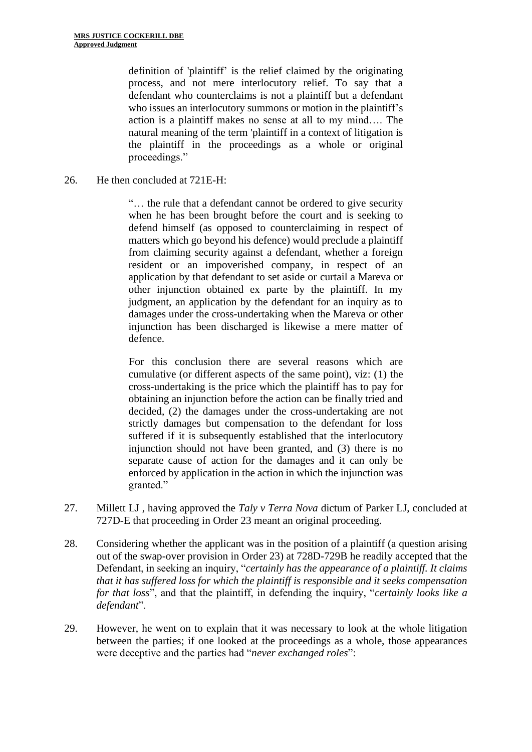> definition of 'plaintiff' is the relief claimed by the originating process, and not mere interlocutory relief. To say that a defendant who counterclaims is not a plaintiff but a defendant who issues an interlocutory summons or motion in the plaintiff's action is a plaintiff makes no sense at all to my mind…. The natural meaning of the term 'plaintiff in a context of litigation is the plaintiff in the proceedings as a whole or original proceedings."

26. He then concluded at 721E-H:

> "… the rule that a defendant cannot be ordered to give security when he has been brought before the court and is seeking to defend himself (as opposed to counterclaiming in respect of matters which go beyond his defence) would preclude a plaintiff from claiming security against a defendant, whether a foreign resident or an impoverished company, in respect of an application by that defendant to set aside or curtail a Mareva or other injunction obtained ex parte by the plaintiff. In my judgment, an application by the defendant for an inquiry as to damages under the cross-undertaking when the Mareva or other injunction has been discharged is likewise a mere matter of defence.
>
> For this conclusion there are several reasons which are cumulative (or different aspects of the same point), viz: (1) the cross-undertaking is the price which the plaintiff has to pay for obtaining an injunction before the action can be finally tried and decided, (2) the damages under the cross-undertaking are not strictly damages but compensation to the defendant for loss suffered if it is subsequently established that the interlocutory injunction should not have been granted, and (3) there is no separate cause of action for the damages and it can only be enforced by application in the action in which the injunction was granted."

27. Millett LJ , having approved the *Taly v Terra Nova* dictum of Parker LJ, concluded at 727D-E that proceeding in Order 23 meant an original proceeding.

28. Considering whether the applicant was in the position of a plaintiff (a question arising out of the swap-over provision in Order 23) at 728D-729B he readily accepted that the Defendant, in seeking an inquiry, "*certainly has the appearance of a plaintiff. It claims that it has suffered loss for which the plaintiff is responsible and it seeks compensation for that loss*", and that the plaintiff, in defending the inquiry, "*certainly looks like a defendant*".

29. However, he went on to explain that it was necessary to look at the whole litigation between the parties; if one looked at the proceedings as a whole, those appearances were deceptive and the parties had "*never exchanged roles*":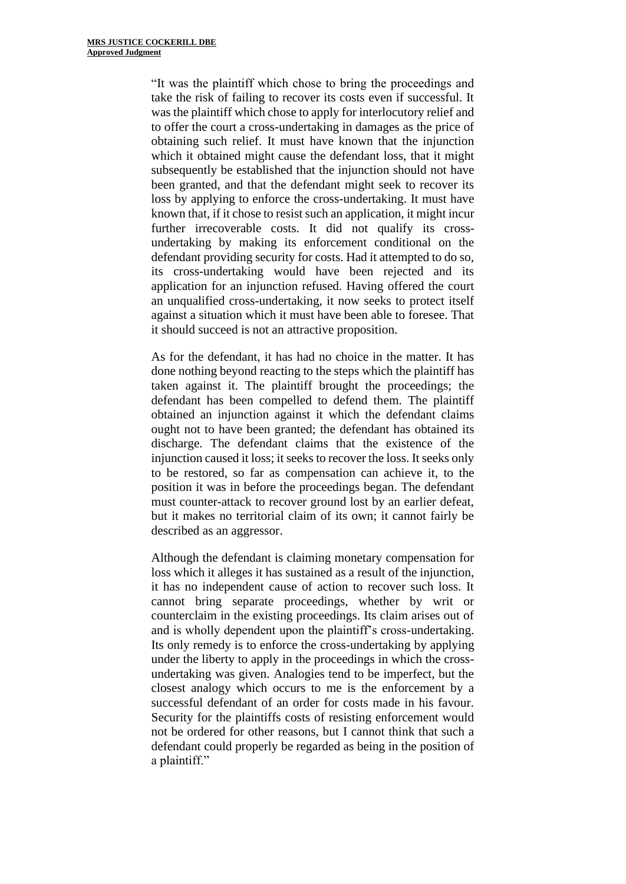> "It was the plaintiff which chose to bring the proceedings and take the risk of failing to recover its costs even if successful. It was the plaintiff which chose to apply for interlocutory relief and to offer the court a cross-undertaking in damages as the price of obtaining such relief. It must have known that the injunction which it obtained might cause the defendant loss, that it might subsequently be established that the injunction should not have been granted, and that the defendant might seek to recover its loss by applying to enforce the cross-undertaking. It must have known that, if it chose to resist such an application, it might incur further irrecoverable costs. It did not qualify its cross-undertaking by making its enforcement conditional on the defendant providing security for costs. Had it attempted to do so, its cross-undertaking would have been rejected and its application for an injunction refused. Having offered the court an unqualified cross-undertaking, it now seeks to protect itself against a situation which it must have been able to foresee. That it should succeed is not an attractive proposition.
>
> As for the defendant, it has had no choice in the matter. It has done nothing beyond reacting to the steps which the plaintiff has taken against it. The plaintiff brought the proceedings; the defendant has been compelled to defend them. The plaintiff obtained an injunction against it which the defendant claims ought not to have been granted; the defendant has obtained its discharge. The defendant claims that the existence of the injunction caused it loss; it seeks to recover the loss. It seeks only to be restored, so far as compensation can achieve it, to the position it was in before the proceedings began. The defendant must counter-attack to recover ground lost by an earlier defeat, but it makes no territorial claim of its own; it cannot fairly be described as an aggressor.
>
> Although the defendant is claiming monetary compensation for loss which it alleges it has sustained as a result of the injunction, it has no independent cause of action to recover such loss. It cannot bring separate proceedings, whether by writ or counterclaim in the existing proceedings. Its claim arises out of and is wholly dependent upon the plaintiff's cross-undertaking. Its only remedy is to enforce the cross-undertaking by applying under the liberty to apply in the proceedings in which the cross-undertaking was given. Analogies tend to be imperfect, but the closest analogy which occurs to me is the enforcement by a successful defendant of an order for costs made in his favour. Security for the plaintiffs costs of resisting enforcement would not be ordered for other reasons, but I cannot think that such a defendant could properly be regarded as being in the position of a plaintiff."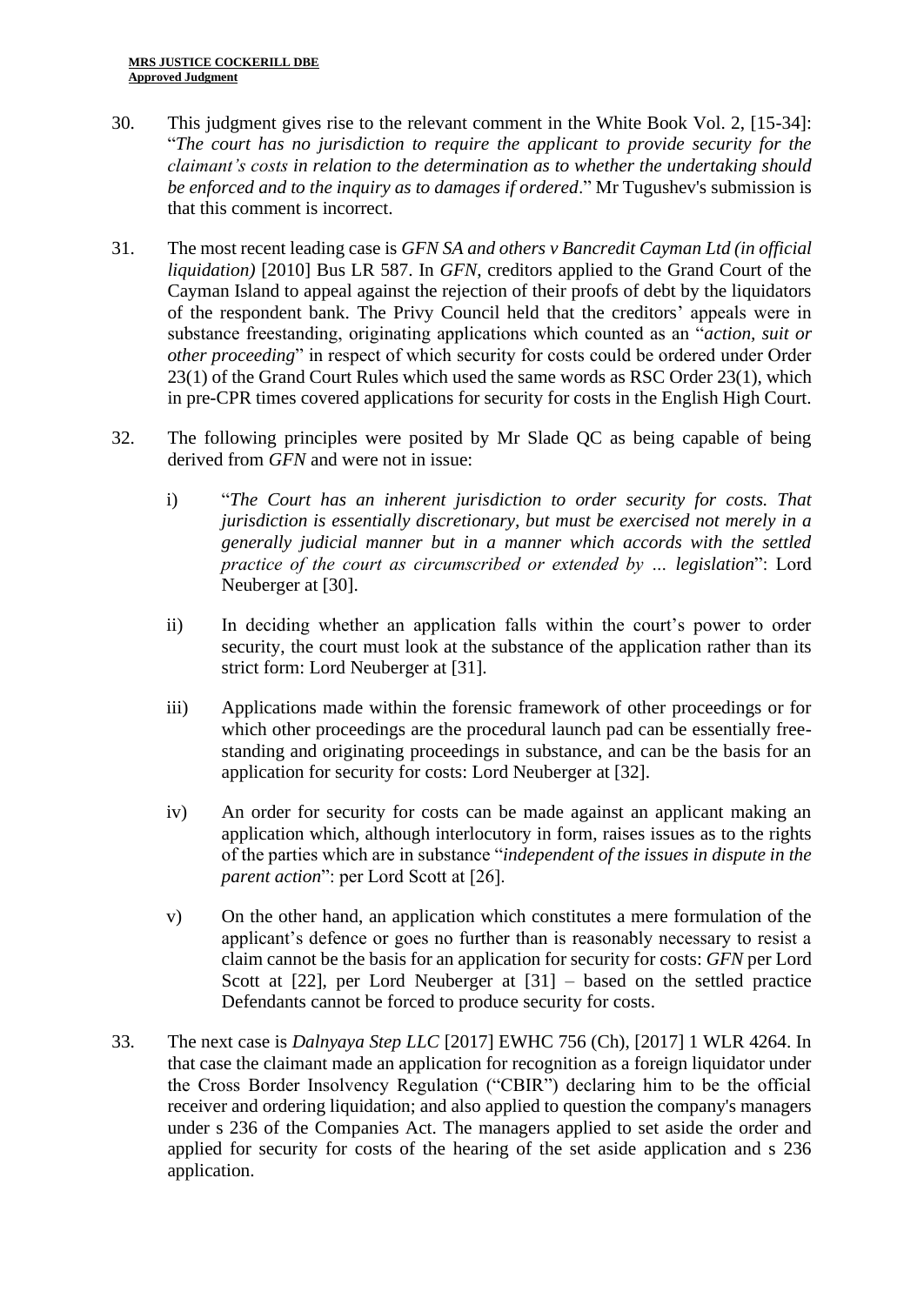30. This judgment gives rise to the relevant comment in the White Book Vol. 2, [15-34]: "*The court has no jurisdiction to require the applicant to provide security for the claimant's costs in relation to the determination as to whether the undertaking should be enforced and to the inquiry as to damages if ordered*." Mr Tugushev's submission is that this comment is incorrect.

31. The most recent leading case is *GFN SA and others v Bancredit Cayman Ltd (in official liquidation)* [2010] Bus LR 587. In *GFN*, creditors applied to the Grand Court of the Cayman Island to appeal against the rejection of their proofs of debt by the liquidators of the respondent bank. The Privy Council held that the creditors' appeals were in substance freestanding, originating applications which counted as an "*action, suit or other proceeding*" in respect of which security for costs could be ordered under Order 23(1) of the Grand Court Rules which used the same words as RSC Order 23(1), which in pre-CPR times covered applications for security for costs in the English High Court.

32. The following principles were posited by Mr Slade QC as being capable of being derived from *GFN* and were not in issue:

    i) "*The Court has an inherent jurisdiction to order security for costs. That jurisdiction is essentially discretionary, but must be exercised not merely in a generally judicial manner but in a manner which accords with the settled practice of the court as circumscribed or extended by … legislation*": Lord Neuberger at [30].

    ii) In deciding whether an application falls within the court's power to order security, the court must look at the substance of the application rather than its strict form: Lord Neuberger at [31].

    iii) Applications made within the forensic framework of other proceedings or for which other proceedings are the procedural launch pad can be essentially free-standing and originating proceedings in substance, and can be the basis for an application for security for costs: Lord Neuberger at [32].

    iv) An order for security for costs can be made against an applicant making an application which, although interlocutory in form, raises issues as to the rights of the parties which are in substance "*independent of the issues in dispute in the parent action*": per Lord Scott at [26].

    v) On the other hand, an application which constitutes a mere formulation of the applicant's defence or goes no further than is reasonably necessary to resist a claim cannot be the basis for an application for security for costs: *GFN* per Lord Scott at [22], per Lord Neuberger at [31] – based on the settled practice Defendants cannot be forced to produce security for costs.

33. The next case is *Dalnyaya Step LLC* [2017] EWHC 756 (Ch), [2017] 1 WLR 4264. In that case the claimant made an application for recognition as a foreign liquidator under the Cross Border Insolvency Regulation ("CBIR") declaring him to be the official receiver and ordering liquidation; and also applied to question the company's managers under s 236 of the Companies Act. The managers applied to set aside the order and applied for security for costs of the hearing of the set aside application and s 236 application.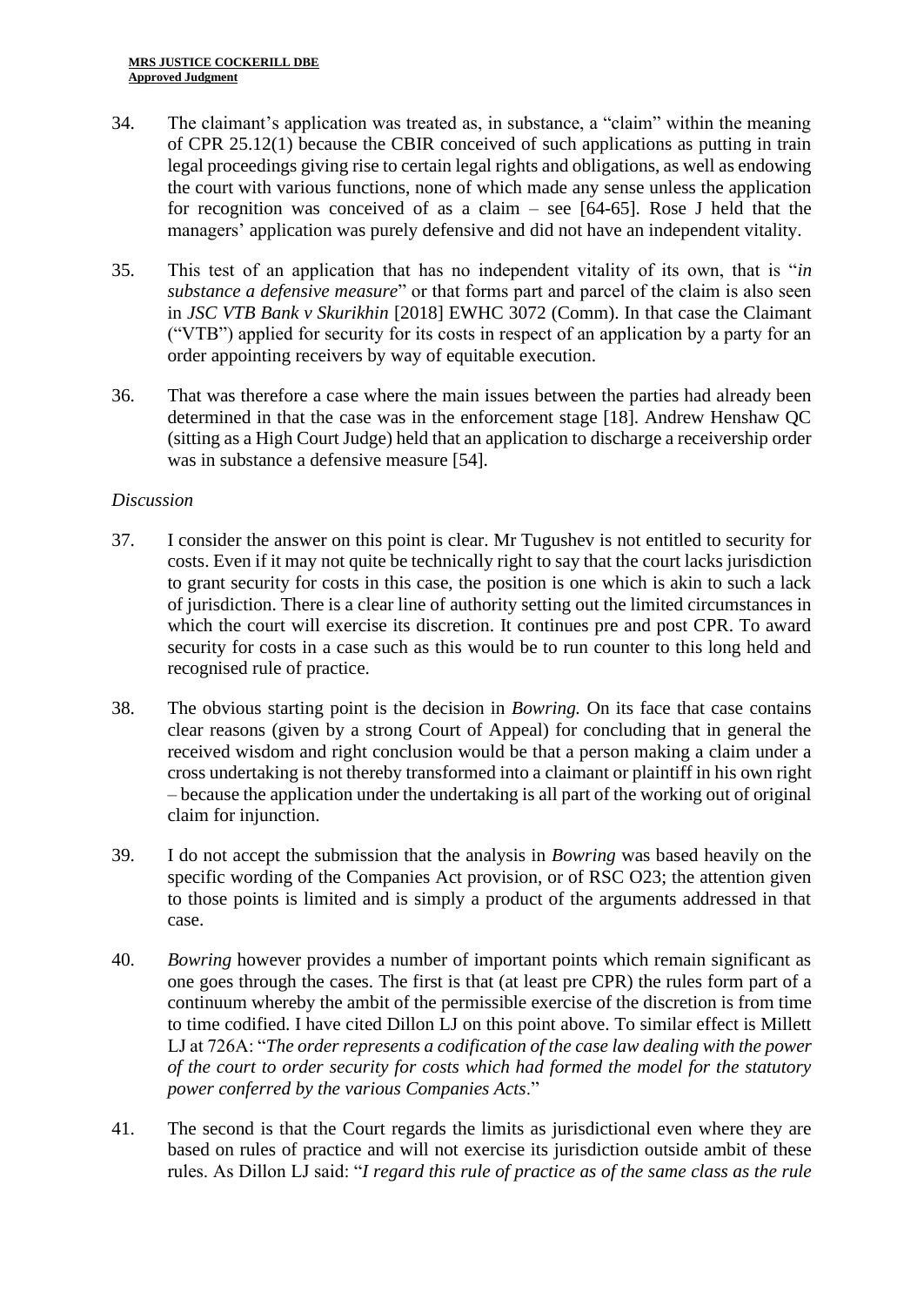34. The claimant's application was treated as, in substance, a "claim" within the meaning of CPR 25.12(1) because the CBIR conceived of such applications as putting in train legal proceedings giving rise to certain legal rights and obligations, as well as endowing the court with various functions, none of which made any sense unless the application for recognition was conceived of as a claim – see [64-65]. Rose J held that the managers' application was purely defensive and did not have an independent vitality.

35. This test of an application that has no independent vitality of its own, that is "*in substance a defensive measure*" or that forms part and parcel of the claim is also seen in *JSC VTB Bank v Skurikhin* [2018] EWHC 3072 (Comm). In that case the Claimant ("VTB") applied for security for its costs in respect of an application by a party for an order appointing receivers by way of equitable execution.

36. That was therefore a case where the main issues between the parties had already been determined in that the case was in the enforcement stage [18]. Andrew Henshaw QC (sitting as a High Court Judge) held that an application to discharge a receivership order was in substance a defensive measure [54].

*Discussion*

37. I consider the answer on this point is clear. Mr Tugushev is not entitled to security for costs. Even if it may not quite be technically right to say that the court lacks jurisdiction to grant security for costs in this case, the position is one which is akin to such a lack of jurisdiction. There is a clear line of authority setting out the limited circumstances in which the court will exercise its discretion. It continues pre and post CPR. To award security for costs in a case such as this would be to run counter to this long held and recognised rule of practice.

38. The obvious starting point is the decision in *Bowring.* On its face that case contains clear reasons (given by a strong Court of Appeal) for concluding that in general the received wisdom and right conclusion would be that a person making a claim under a cross undertaking is not thereby transformed into a claimant or plaintiff in his own right – because the application under the undertaking is all part of the working out of original claim for injunction.

39. I do not accept the submission that the analysis in *Bowring* was based heavily on the specific wording of the Companies Act provision, or of RSC O23; the attention given to those points is limited and is simply a product of the arguments addressed in that case.

40. *Bowring* however provides a number of important points which remain significant as one goes through the cases. The first is that (at least pre CPR) the rules form part of a continuum whereby the ambit of the permissible exercise of the discretion is from time to time codified. I have cited Dillon LJ on this point above. To similar effect is Millett LJ at 726A: "*The order represents a codification of the case law dealing with the power of the court to order security for costs which had formed the model for the statutory power conferred by the various Companies Acts*."

41. The second is that the Court regards the limits as jurisdictional even where they are based on rules of practice and will not exercise its jurisdiction outside ambit of these rules. As Dillon LJ said: "*I regard this rule of practice as of the same class as the rule*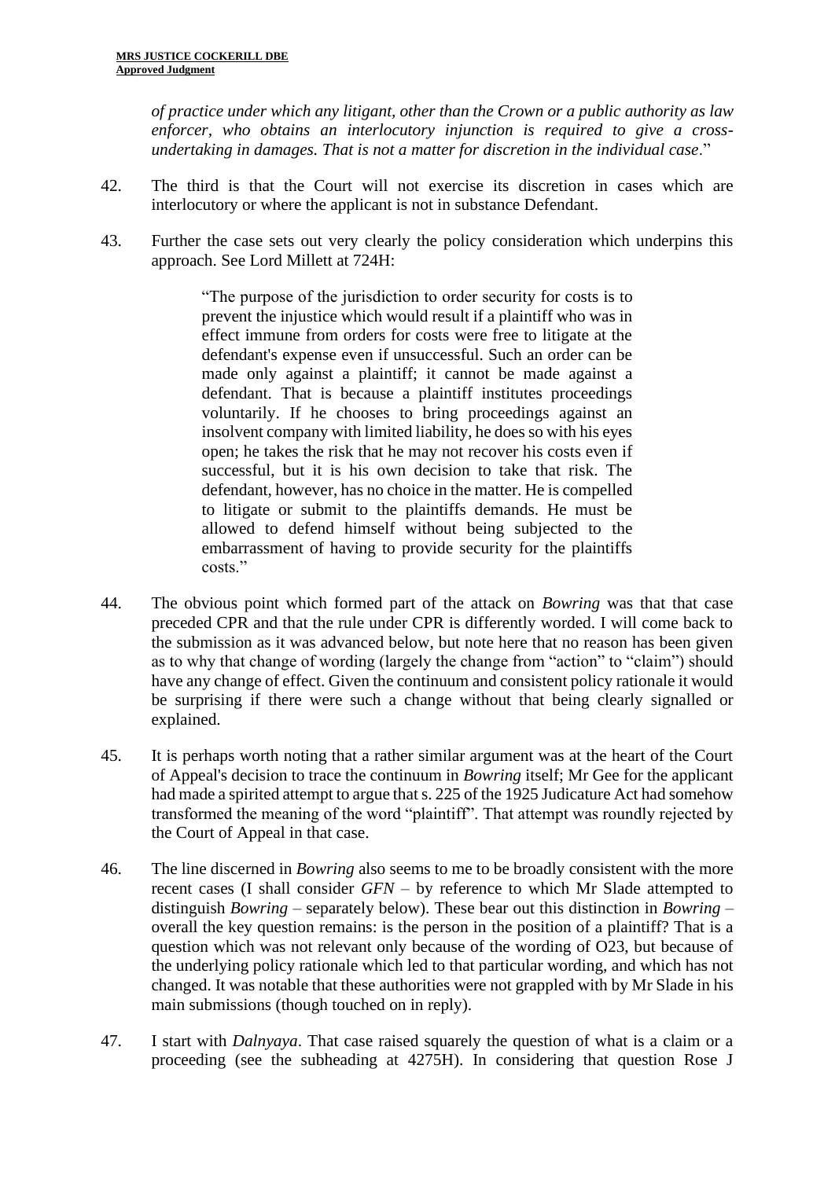*of practice under which any litigant, other than the Crown or a public authority as law enforcer, who obtains an interlocutory injunction is required to give a cross-undertaking in damages. That is not a matter for discretion in the individual case*."

42. The third is that the Court will not exercise its discretion in cases which are interlocutory or where the applicant is not in substance Defendant.

43. Further the case sets out very clearly the policy consideration which underpins this approach. See Lord Millett at 724H:

> "The purpose of the jurisdiction to order security for costs is to prevent the injustice which would result if a plaintiff who was in effect immune from orders for costs were free to litigate at the defendant's expense even if unsuccessful. Such an order can be made only against a plaintiff; it cannot be made against a defendant. That is because a plaintiff institutes proceedings voluntarily. If he chooses to bring proceedings against an insolvent company with limited liability, he does so with his eyes open; he takes the risk that he may not recover his costs even if successful, but it is his own decision to take that risk. The defendant, however, has no choice in the matter. He is compelled to litigate or submit to the plaintiffs demands. He must be allowed to defend himself without being subjected to the embarrassment of having to provide security for the plaintiffs costs."

44. The obvious point which formed part of the attack on *Bowring* was that that case preceded CPR and that the rule under CPR is differently worded. I will come back to the submission as it was advanced below, but note here that no reason has been given as to why that change of wording (largely the change from "action" to "claim") should have any change of effect. Given the continuum and consistent policy rationale it would be surprising if there were such a change without that being clearly signalled or explained.

45. It is perhaps worth noting that a rather similar argument was at the heart of the Court of Appeal's decision to trace the continuum in *Bowring* itself; Mr Gee for the applicant had made a spirited attempt to argue that s. 225 of the 1925 Judicature Act had somehow transformed the meaning of the word "plaintiff". That attempt was roundly rejected by the Court of Appeal in that case.

46. The line discerned in *Bowring* also seems to me to be broadly consistent with the more recent cases (I shall consider *GFN* – by reference to which Mr Slade attempted to distinguish *Bowring* – separately below). These bear out this distinction in *Bowring* – overall the key question remains: is the person in the position of a plaintiff? That is a question which was not relevant only because of the wording of O23, but because of the underlying policy rationale which led to that particular wording, and which has not changed. It was notable that these authorities were not grappled with by Mr Slade in his main submissions (though touched on in reply).

47. I start with *Dalnyaya*. That case raised squarely the question of what is a claim or a proceeding (see the subheading at 4275H). In considering that question Rose J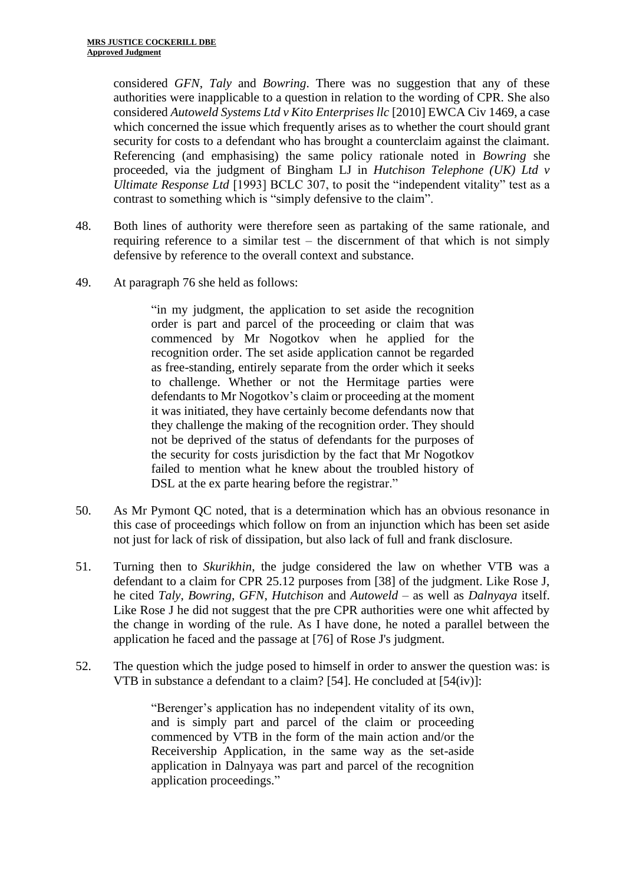considered *GFN*, *Taly* and *Bowring*. There was no suggestion that any of these authorities were inapplicable to a question in relation to the wording of CPR. She also considered *Autoweld Systems Ltd v Kito Enterprises llc* [2010] EWCA Civ 1469, a case which concerned the issue which frequently arises as to whether the court should grant security for costs to a defendant who has brought a counterclaim against the claimant. Referencing (and emphasising) the same policy rationale noted in *Bowring* she proceeded, via the judgment of Bingham LJ in *Hutchison Telephone (UK) Ltd v Ultimate Response Ltd* [1993] BCLC 307, to posit the "independent vitality" test as a contrast to something which is "simply defensive to the claim".

48. Both lines of authority were therefore seen as partaking of the same rationale, and requiring reference to a similar test – the discernment of that which is not simply defensive by reference to the overall context and substance.

49. At paragraph 76 she held as follows:

> "in my judgment, the application to set aside the recognition order is part and parcel of the proceeding or claim that was commenced by Mr Nogotkov when he applied for the recognition order. The set aside application cannot be regarded as free-standing, entirely separate from the order which it seeks to challenge. Whether or not the Hermitage parties were defendants to Mr Nogotkov's claim or proceeding at the moment it was initiated, they have certainly become defendants now that they challenge the making of the recognition order. They should not be deprived of the status of defendants for the purposes of the security for costs jurisdiction by the fact that Mr Nogotkov failed to mention what he knew about the troubled history of DSL at the ex parte hearing before the registrar."

50. As Mr Pymont QC noted, that is a determination which has an obvious resonance in this case of proceedings which follow on from an injunction which has been set aside not just for lack of risk of dissipation, but also lack of full and frank disclosure.

51. Turning then to *Skurikhin*, the judge considered the law on whether VTB was a defendant to a claim for CPR 25.12 purposes from [38] of the judgment. Like Rose J, he cited *Taly*, *Bowring*, *GFN*, *Hutchison* and *Autoweld* – as well as *Dalnyaya* itself. Like Rose J he did not suggest that the pre CPR authorities were one whit affected by the change in wording of the rule. As I have done, he noted a parallel between the application he faced and the passage at [76] of Rose J's judgment.

52. The question which the judge posed to himself in order to answer the question was: is VTB in substance a defendant to a claim? [54]. He concluded at [54(iv)]:

> "Berenger's application has no independent vitality of its own, and is simply part and parcel of the claim or proceeding commenced by VTB in the form of the main action and/or the Receivership Application, in the same way as the set-aside application in Dalnyaya was part and parcel of the recognition application proceedings."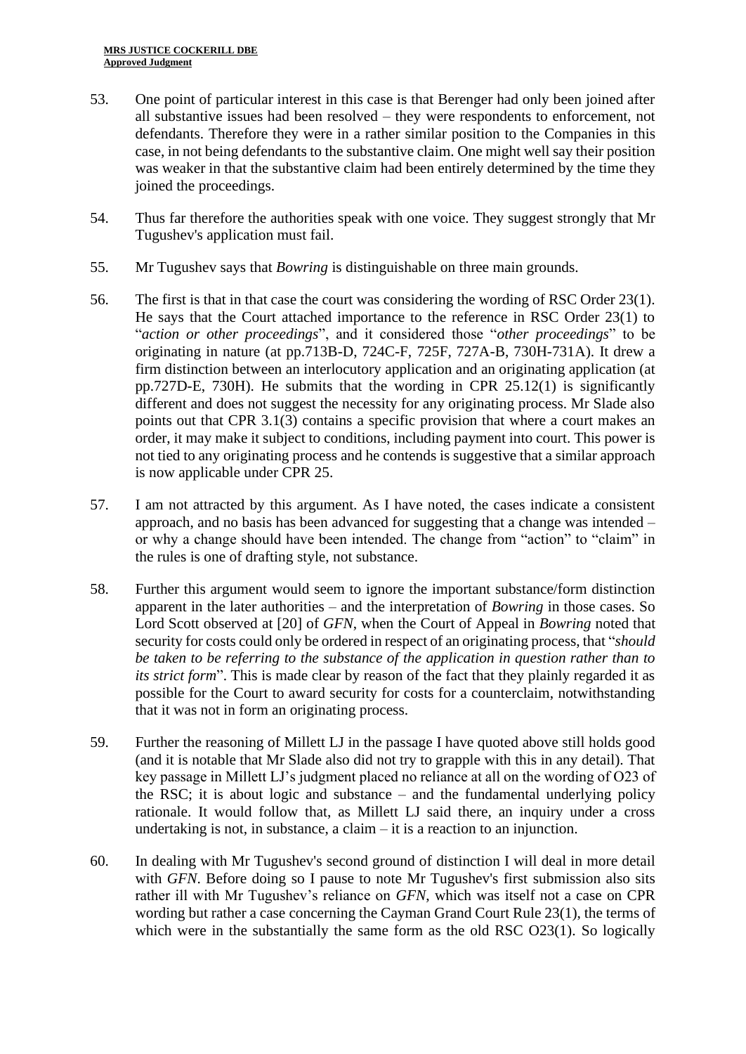53. One point of particular interest in this case is that Berenger had only been joined after all substantive issues had been resolved – they were respondents to enforcement, not defendants. Therefore they were in a rather similar position to the Companies in this case, in not being defendants to the substantive claim. One might well say their position was weaker in that the substantive claim had been entirely determined by the time they joined the proceedings.

54. Thus far therefore the authorities speak with one voice. They suggest strongly that Mr Tugushev's application must fail.

55. Mr Tugushev says that *Bowring* is distinguishable on three main grounds.

56. The first is that in that case the court was considering the wording of RSC Order 23(1). He says that the Court attached importance to the reference in RSC Order 23(1) to "*action or other proceedings*", and it considered those "*other proceedings*" to be originating in nature (at pp.713B-D, 724C-F, 725F, 727A-B, 730H-731A). It drew a firm distinction between an interlocutory application and an originating application (at pp.727D-E, 730H). He submits that the wording in CPR 25.12(1) is significantly different and does not suggest the necessity for any originating process. Mr Slade also points out that CPR 3.1(3) contains a specific provision that where a court makes an order, it may make it subject to conditions, including payment into court. This power is not tied to any originating process and he contends is suggestive that a similar approach is now applicable under CPR 25.

57. I am not attracted by this argument. As I have noted, the cases indicate a consistent approach, and no basis has been advanced for suggesting that a change was intended – or why a change should have been intended. The change from "action" to "claim" in the rules is one of drafting style, not substance.

58. Further this argument would seem to ignore the important substance/form distinction apparent in the later authorities – and the interpretation of *Bowring* in those cases. So Lord Scott observed at [20] of *GFN*, when the Court of Appeal in *Bowring* noted that security for costs could only be ordered in respect of an originating process, that "*should be taken to be referring to the substance of the application in question rather than to its strict form*". This is made clear by reason of the fact that they plainly regarded it as possible for the Court to award security for costs for a counterclaim, notwithstanding that it was not in form an originating process.

59. Further the reasoning of Millett LJ in the passage I have quoted above still holds good (and it is notable that Mr Slade also did not try to grapple with this in any detail). That key passage in Millett LJ's judgment placed no reliance at all on the wording of O23 of the RSC; it is about logic and substance – and the fundamental underlying policy rationale. It would follow that, as Millett LJ said there, an inquiry under a cross undertaking is not, in substance, a claim – it is a reaction to an injunction.

60. In dealing with Mr Tugushev's second ground of distinction I will deal in more detail with *GFN*. Before doing so I pause to note Mr Tugushev's first submission also sits rather ill with Mr Tugushev's reliance on *GFN*, which was itself not a case on CPR wording but rather a case concerning the Cayman Grand Court Rule 23(1), the terms of which were in the substantially the same form as the old RSC O23(1). So logically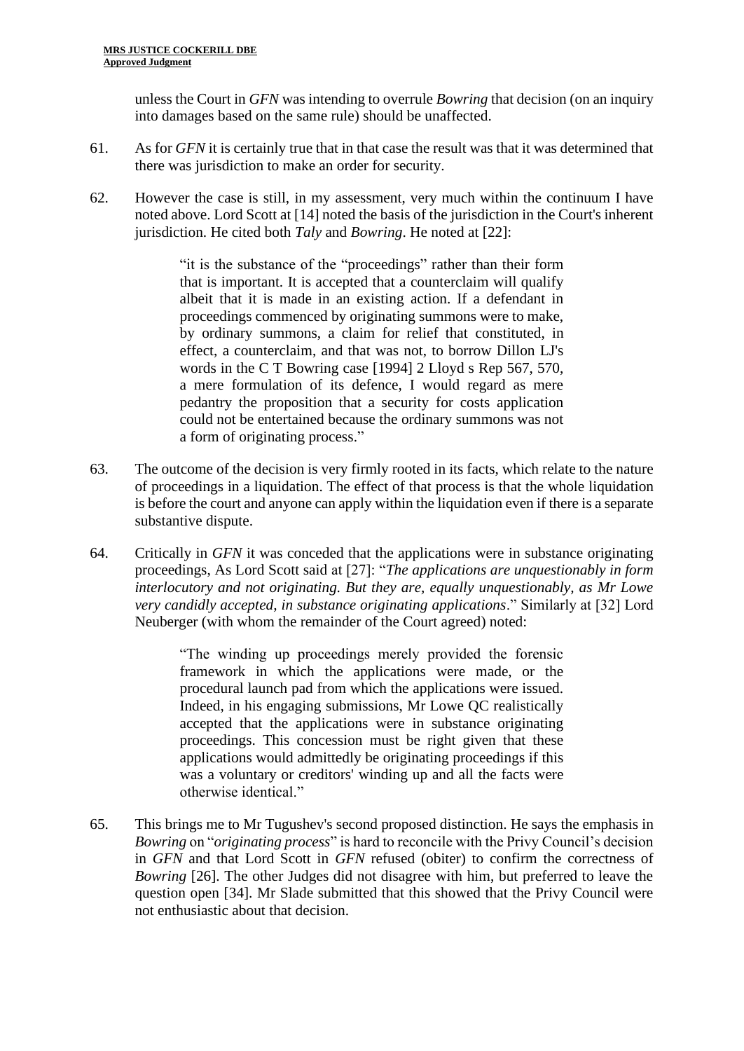unless the Court in *GFN* was intending to overrule *Bowring* that decision (on an inquiry into damages based on the same rule) should be unaffected.

61. As for *GFN* it is certainly true that in that case the result was that it was determined that there was jurisdiction to make an order for security.

62. However the case is still, in my assessment, very much within the continuum I have noted above. Lord Scott at [14] noted the basis of the jurisdiction in the Court's inherent jurisdiction. He cited both *Taly* and *Bowring*. He noted at [22]:

> "it is the substance of the "proceedings" rather than their form that is important. It is accepted that a counterclaim will qualify albeit that it is made in an existing action. If a defendant in proceedings commenced by originating summons were to make, by ordinary summons, a claim for relief that constituted, in effect, a counterclaim, and that was not, to borrow Dillon LJ's words in the C T Bowring case [1994] 2 Lloyd s Rep 567, 570, a mere formulation of its defence, I would regard as mere pedantry the proposition that a security for costs application could not be entertained because the ordinary summons was not a form of originating process."

63. The outcome of the decision is very firmly rooted in its facts, which relate to the nature of proceedings in a liquidation. The effect of that process is that the whole liquidation is before the court and anyone can apply within the liquidation even if there is a separate substantive dispute.

64. Critically in *GFN* it was conceded that the applications were in substance originating proceedings, As Lord Scott said at [27]: "*The applications are unquestionably in form interlocutory and not originating. But they are, equally unquestionably, as Mr Lowe very candidly accepted, in substance originating applications*." Similarly at [32] Lord Neuberger (with whom the remainder of the Court agreed) noted:

> "The winding up proceedings merely provided the forensic framework in which the applications were made, or the procedural launch pad from which the applications were issued. Indeed, in his engaging submissions, Mr Lowe QC realistically accepted that the applications were in substance originating proceedings. This concession must be right given that these applications would admittedly be originating proceedings if this was a voluntary or creditors' winding up and all the facts were otherwise identical."

65. This brings me to Mr Tugushev's second proposed distinction. He says the emphasis in *Bowring* on "*originating process*" is hard to reconcile with the Privy Council's decision in *GFN* and that Lord Scott in *GFN* refused (obiter) to confirm the correctness of *Bowring* [26]. The other Judges did not disagree with him, but preferred to leave the question open [34]. Mr Slade submitted that this showed that the Privy Council were not enthusiastic about that decision.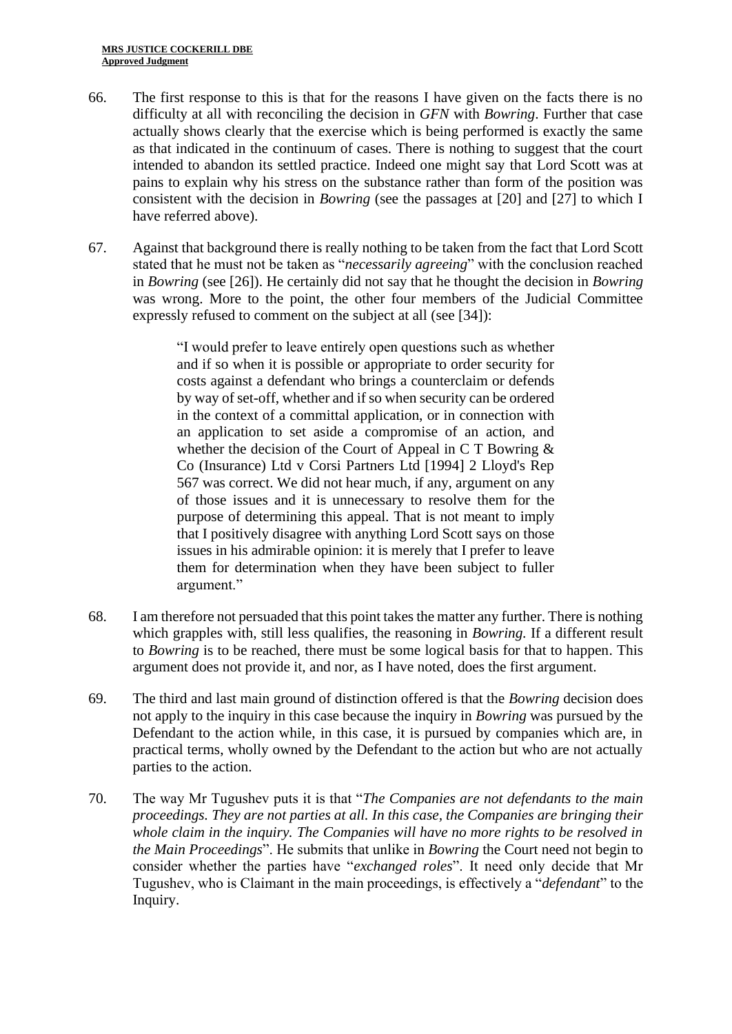66. The first response to this is that for the reasons I have given on the facts there is no difficulty at all with reconciling the decision in *GFN* with *Bowring*. Further that case actually shows clearly that the exercise which is being performed is exactly the same as that indicated in the continuum of cases. There is nothing to suggest that the court intended to abandon its settled practice. Indeed one might say that Lord Scott was at pains to explain why his stress on the substance rather than form of the position was consistent with the decision in *Bowring* (see the passages at [20] and [27] to which I have referred above).

67. Against that background there is really nothing to be taken from the fact that Lord Scott stated that he must not be taken as "*necessarily agreeing*" with the conclusion reached in *Bowring* (see [26]). He certainly did not say that he thought the decision in *Bowring* was wrong. More to the point, the other four members of the Judicial Committee expressly refused to comment on the subject at all (see [34]):

> "I would prefer to leave entirely open questions such as whether and if so when it is possible or appropriate to order security for costs against a defendant who brings a counterclaim or defends by way of set-off, whether and if so when security can be ordered in the context of a committal application, or in connection with an application to set aside a compromise of an action, and whether the decision of the Court of Appeal in C T Bowring & Co (Insurance) Ltd v Corsi Partners Ltd [1994] 2 Lloyd's Rep 567 was correct. We did not hear much, if any, argument on any of those issues and it is unnecessary to resolve them for the purpose of determining this appeal. That is not meant to imply that I positively disagree with anything Lord Scott says on those issues in his admirable opinion: it is merely that I prefer to leave them for determination when they have been subject to fuller argument."

68. I am therefore not persuaded that this point takes the matter any further. There is nothing which grapples with, still less qualifies, the reasoning in *Bowring.* If a different result to *Bowring* is to be reached, there must be some logical basis for that to happen. This argument does not provide it, and nor, as I have noted, does the first argument.

69. The third and last main ground of distinction offered is that the *Bowring* decision does not apply to the inquiry in this case because the inquiry in *Bowring* was pursued by the Defendant to the action while, in this case, it is pursued by companies which are, in practical terms, wholly owned by the Defendant to the action but who are not actually parties to the action.

70. The way Mr Tugushev puts it is that "*The Companies are not defendants to the main proceedings. They are not parties at all. In this case, the Companies are bringing their whole claim in the inquiry. The Companies will have no more rights to be resolved in the Main Proceedings*". He submits that unlike in *Bowring* the Court need not begin to consider whether the parties have "*exchanged roles*". It need only decide that Mr Tugushev, who is Claimant in the main proceedings, is effectively a "*defendant*" to the Inquiry.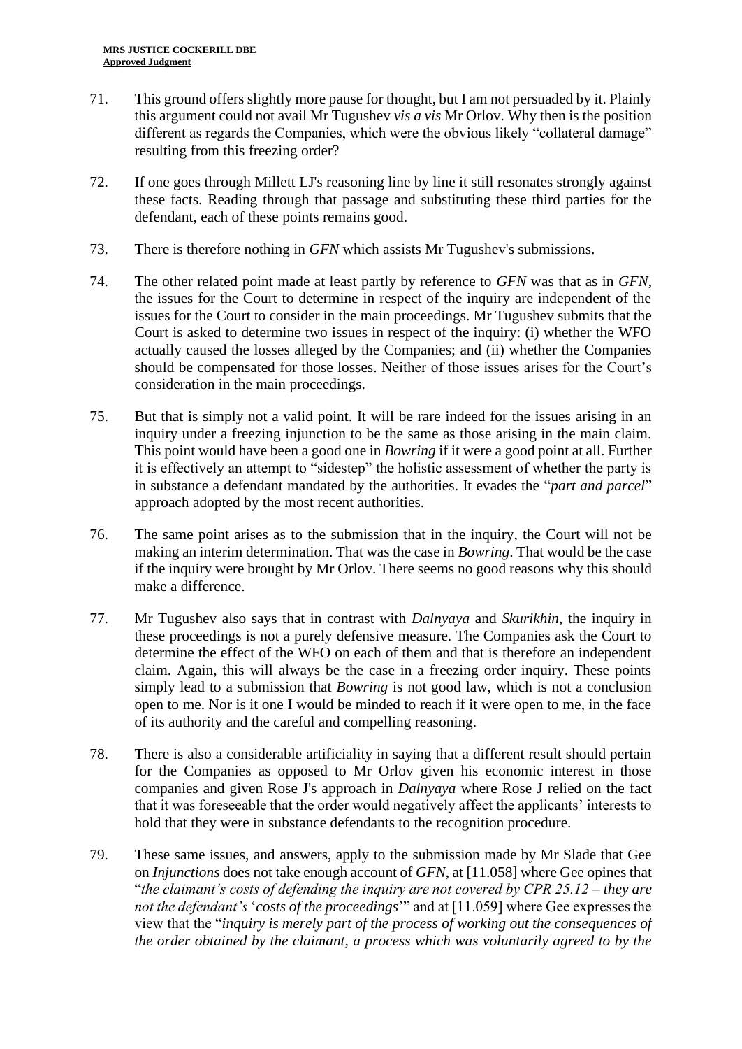71. This ground offers slightly more pause for thought, but I am not persuaded by it. Plainly this argument could not avail Mr Tugushev *vis a vis* Mr Orlov. Why then is the position different as regards the Companies, which were the obvious likely "collateral damage" resulting from this freezing order?

72. If one goes through Millett LJ's reasoning line by line it still resonates strongly against these facts. Reading through that passage and substituting these third parties for the defendant, each of these points remains good.

73. There is therefore nothing in *GFN* which assists Mr Tugushev's submissions.

74. The other related point made at least partly by reference to *GFN* was that as in *GFN*, the issues for the Court to determine in respect of the inquiry are independent of the issues for the Court to consider in the main proceedings. Mr Tugushev submits that the Court is asked to determine two issues in respect of the inquiry: (i) whether the WFO actually caused the losses alleged by the Companies; and (ii) whether the Companies should be compensated for those losses. Neither of those issues arises for the Court's consideration in the main proceedings.

75. But that is simply not a valid point. It will be rare indeed for the issues arising in an inquiry under a freezing injunction to be the same as those arising in the main claim. This point would have been a good one in *Bowring* if it were a good point at all. Further it is effectively an attempt to "sidestep" the holistic assessment of whether the party is in substance a defendant mandated by the authorities. It evades the "*part and parcel*" approach adopted by the most recent authorities.

76. The same point arises as to the submission that in the inquiry, the Court will not be making an interim determination. That was the case in *Bowring*. That would be the case if the inquiry were brought by Mr Orlov. There seems no good reasons why this should make a difference.

77. Mr Tugushev also says that in contrast with *Dalnyaya* and *Skurikhin*, the inquiry in these proceedings is not a purely defensive measure. The Companies ask the Court to determine the effect of the WFO on each of them and that is therefore an independent claim. Again, this will always be the case in a freezing order inquiry. These points simply lead to a submission that *Bowring* is not good law, which is not a conclusion open to me. Nor is it one I would be minded to reach if it were open to me, in the face of its authority and the careful and compelling reasoning.

78. There is also a considerable artificiality in saying that a different result should pertain for the Companies as opposed to Mr Orlov given his economic interest in those companies and given Rose J's approach in *Dalnyaya* where Rose J relied on the fact that it was foreseeable that the order would negatively affect the applicants' interests to hold that they were in substance defendants to the recognition procedure.

79. These same issues, and answers, apply to the submission made by Mr Slade that Gee on *Injunctions* does not take enough account of *GFN*, at [11.058] where Gee opines that "*the claimant's costs of defending the inquiry are not covered by CPR 25.12 – they are not the defendant's* '*costs of the proceedings*'" and at [11.059] where Gee expresses the view that the "*inquiry is merely part of the process of working out the consequences of the order obtained by the claimant, a process which was voluntarily agreed to by the*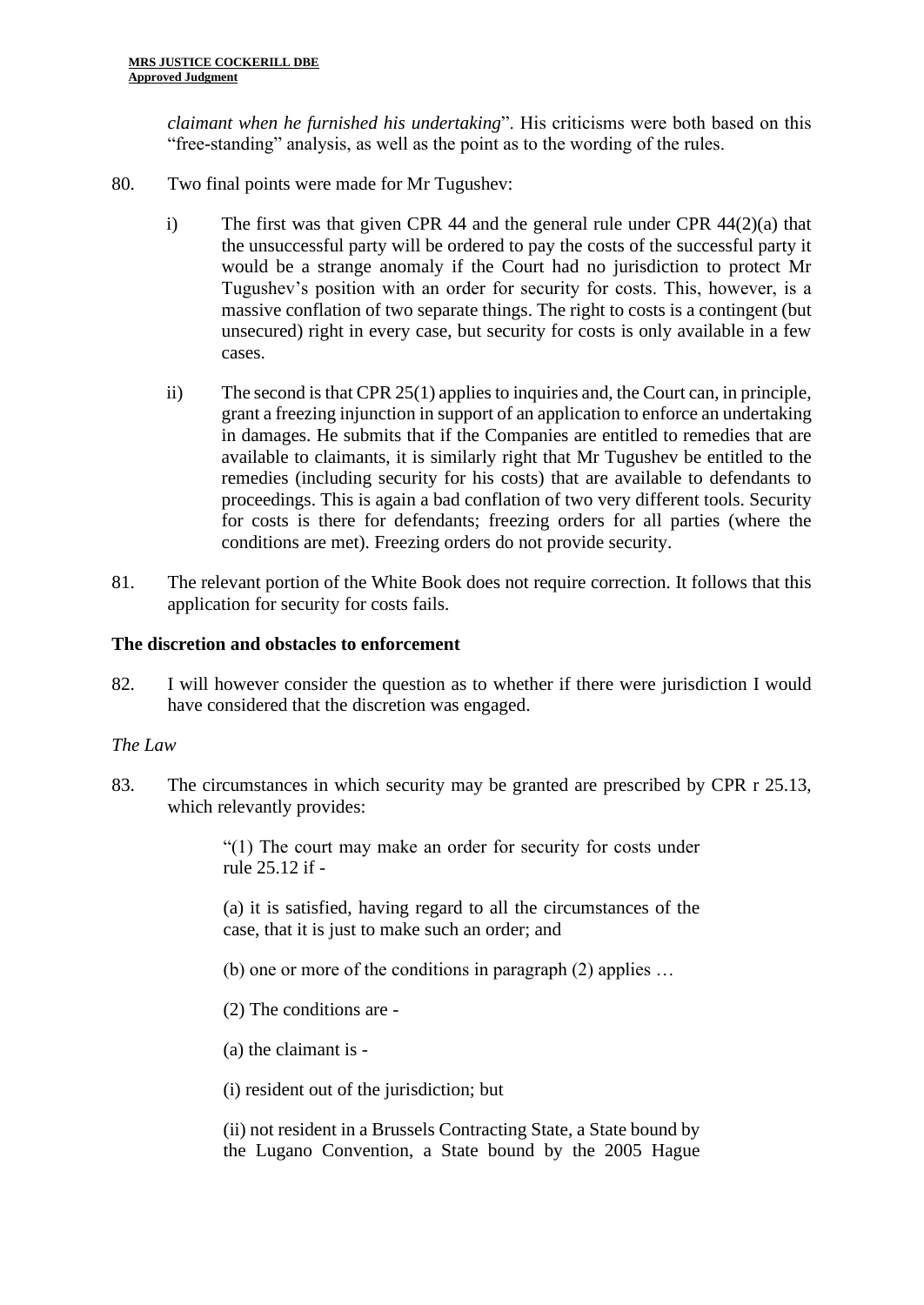*claimant when he furnished his undertaking*". His criticisms were both based on this "free-standing" analysis, as well as the point as to the wording of the rules.

80. Two final points were made for Mr Tugushev:

    i) The first was that given CPR 44 and the general rule under CPR 44(2)(a) that the unsuccessful party will be ordered to pay the costs of the successful party it would be a strange anomaly if the Court had no jurisdiction to protect Mr Tugushev's position with an order for security for costs. This, however, is a massive conflation of two separate things. The right to costs is a contingent (but unsecured) right in every case, but security for costs is only available in a few cases.

    ii) The second is that CPR 25(1) applies to inquiries and, the Court can, in principle, grant a freezing injunction in support of an application to enforce an undertaking in damages. He submits that if the Companies are entitled to remedies that are available to claimants, it is similarly right that Mr Tugushev be entitled to the remedies (including security for his costs) that are available to defendants to proceedings. This is again a bad conflation of two very different tools. Security for costs is there for defendants; freezing orders for all parties (where the conditions are met). Freezing orders do not provide security.

81. The relevant portion of the White Book does not require correction. It follows that this application for security for costs fails.

### The discretion and obstacles to enforcement

82. I will however consider the question as to whether if there were jurisdiction I would have considered that the discretion was engaged.

*The Law*

83. The circumstances in which security may be granted are prescribed by CPR r 25.13, which relevantly provides:

> "(1) The court may make an order for security for costs under rule 25.12 if -
>
> (a) it is satisfied, having regard to all the circumstances of the case, that it is just to make such an order; and
>
> (b) one or more of the conditions in paragraph (2) applies …
>
> (2) The conditions are -
>
> (a) the claimant is -
>
> (i) resident out of the jurisdiction; but
>
> (ii) not resident in a Brussels Contracting State, a State bound by the Lugano Convention, a State bound by the 2005 Hague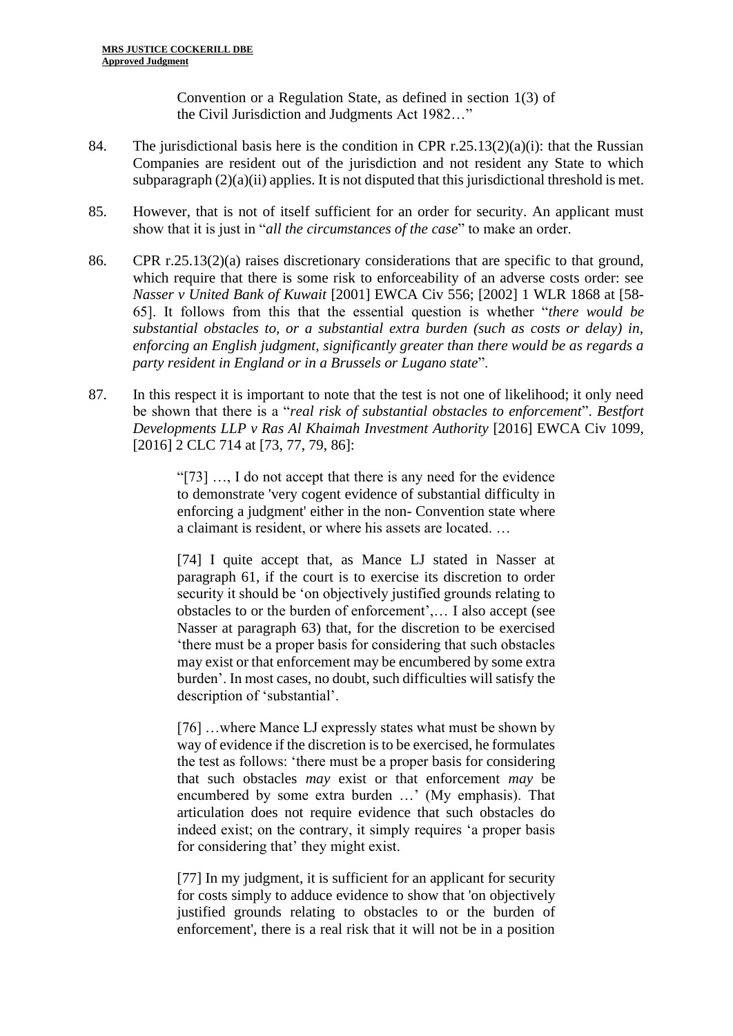Convention or a Regulation State, as defined in section 1(3) of the Civil Jurisdiction and Judgments Act 1982…"

84. The jurisdictional basis here is the condition in CPR r.25.13(2)(a)(i): that the Russian Companies are resident out of the jurisdiction and not resident any State to which subparagraph (2)(a)(ii) applies. It is not disputed that this jurisdictional threshold is met.

85. However, that is not of itself sufficient for an order for security. An applicant must show that it is just in "*all the circumstances of the case*" to make an order.

86. CPR r.25.13(2)(a) raises discretionary considerations that are specific to that ground, which require that there is some risk to enforceability of an adverse costs order: see *Nasser v United Bank of Kuwait* [2001] EWCA Civ 556; [2002] 1 WLR 1868 at [58-65]. It follows from this that the essential question is whether "*there would be substantial obstacles to, or a substantial extra burden (such as costs or delay) in, enforcing an English judgment, significantly greater than there would be as regards a party resident in England or in a Brussels or Lugano state*".

87. In this respect it is important to note that the test is not one of likelihood; it only need be shown that there is a "*real risk of substantial obstacles to enforcement*". *Bestfort Developments LLP v Ras Al Khaimah Investment Authority* [2016] EWCA Civ 1099, [2016] 2 CLC 714 at [73, 77, 79, 86]:

> "[73] …, I do not accept that there is any need for the evidence to demonstrate 'very cogent evidence of substantial difficulty in enforcing a judgment' either in the non- Convention state where a claimant is resident, or where his assets are located. …
>
> [74] I quite accept that, as Mance LJ stated in Nasser at paragraph 61, if the court is to exercise its discretion to order security it should be 'on objectively justified grounds relating to obstacles to or the burden of enforcement',… I also accept (see Nasser at paragraph 63) that, for the discretion to be exercised 'there must be a proper basis for considering that such obstacles may exist or that enforcement may be encumbered by some extra burden'. In most cases, no doubt, such difficulties will satisfy the description of 'substantial'.
>
> [76] …where Mance LJ expressly states what must be shown by way of evidence if the discretion is to be exercised, he formulates the test as follows: 'there must be a proper basis for considering that such obstacles *may* exist or that enforcement *may* be encumbered by some extra burden …' (My emphasis). That articulation does not require evidence that such obstacles do indeed exist; on the contrary, it simply requires 'a proper basis for considering that' they might exist.
>
> [77] In my judgment, it is sufficient for an applicant for security for costs simply to adduce evidence to show that 'on objectively justified grounds relating to obstacles to or the burden of enforcement', there is a real risk that it will not be in a position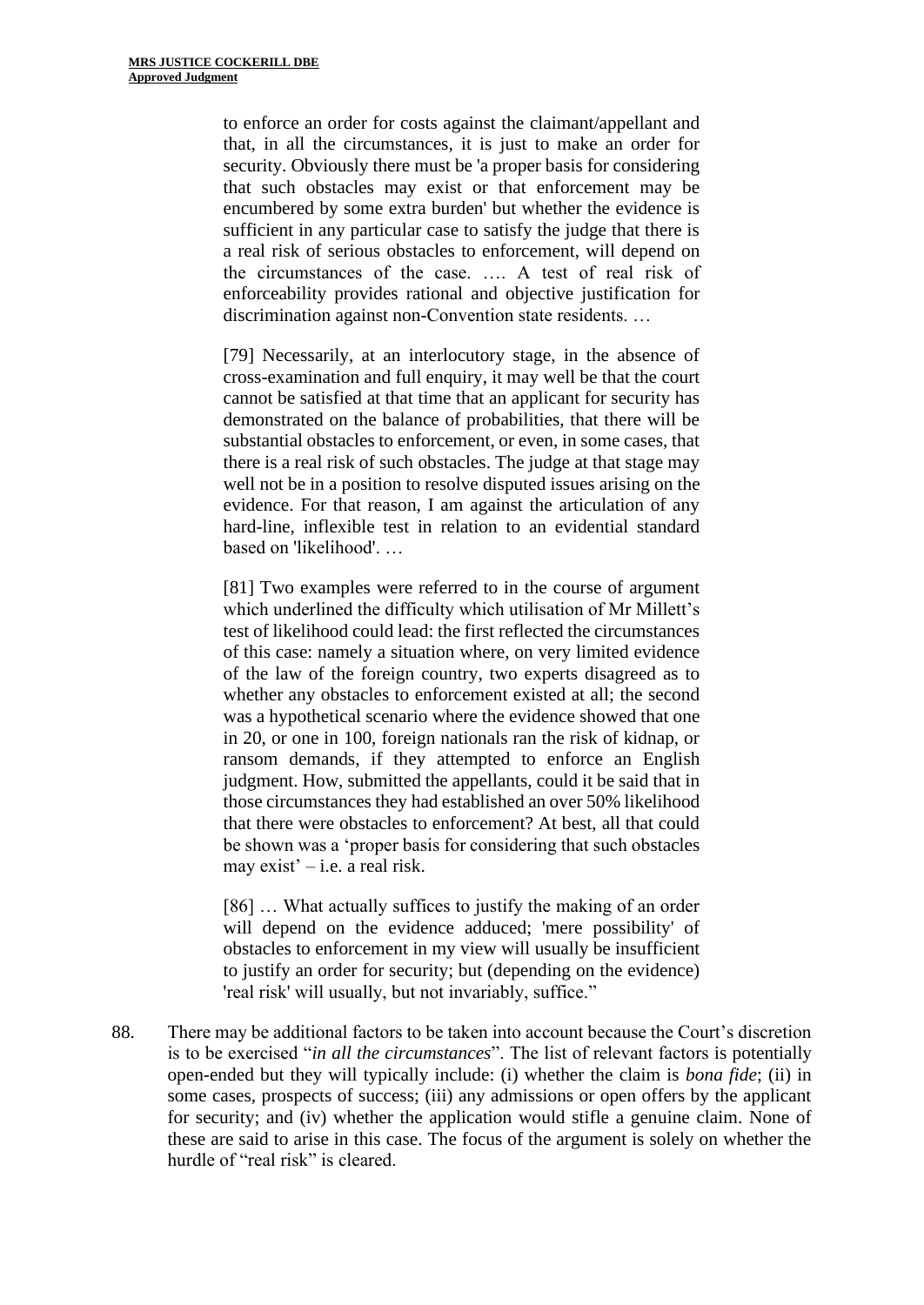to enforce an order for costs against the claimant/appellant and that, in all the circumstances, it is just to make an order for security. Obviously there must be 'a proper basis for considering that such obstacles may exist or that enforcement may be encumbered by some extra burden' but whether the evidence is sufficient in any particular case to satisfy the judge that there is a real risk of serious obstacles to enforcement, will depend on the circumstances of the case. …. A test of real risk of enforceability provides rational and objective justification for discrimination against non-Convention state residents. …

> [79] Necessarily, at an interlocutory stage, in the absence of cross-examination and full enquiry, it may well be that the court cannot be satisfied at that time that an applicant for security has demonstrated on the balance of probabilities, that there will be substantial obstacles to enforcement, or even, in some cases, that there is a real risk of such obstacles. The judge at that stage may well not be in a position to resolve disputed issues arising on the evidence. For that reason, I am against the articulation of any hard-line, inflexible test in relation to an evidential standard based on 'likelihood'. …
>
> [81] Two examples were referred to in the course of argument which underlined the difficulty which utilisation of Mr Millett's test of likelihood could lead: the first reflected the circumstances of this case: namely a situation where, on very limited evidence of the law of the foreign country, two experts disagreed as to whether any obstacles to enforcement existed at all; the second was a hypothetical scenario where the evidence showed that one in 20, or one in 100, foreign nationals ran the risk of kidnap, or ransom demands, if they attempted to enforce an English judgment. How, submitted the appellants, could it be said that in those circumstances they had established an over 50% likelihood that there were obstacles to enforcement? At best, all that could be shown was a 'proper basis for considering that such obstacles may exist' – i.e. a real risk.
>
> [86] … What actually suffices to justify the making of an order will depend on the evidence adduced; 'mere possibility' of obstacles to enforcement in my view will usually be insufficient to justify an order for security; but (depending on the evidence) 'real risk' will usually, but not invariably, suffice."

88. There may be additional factors to be taken into account because the Court's discretion is to be exercised "*in all the circumstances*". The list of relevant factors is potentially open-ended but they will typically include: (i) whether the claim is *bona fide*; (ii) in some cases, prospects of success; (iii) any admissions or open offers by the applicant for security; and (iv) whether the application would stifle a genuine claim. None of these are said to arise in this case. The focus of the argument is solely on whether the hurdle of "real risk" is cleared.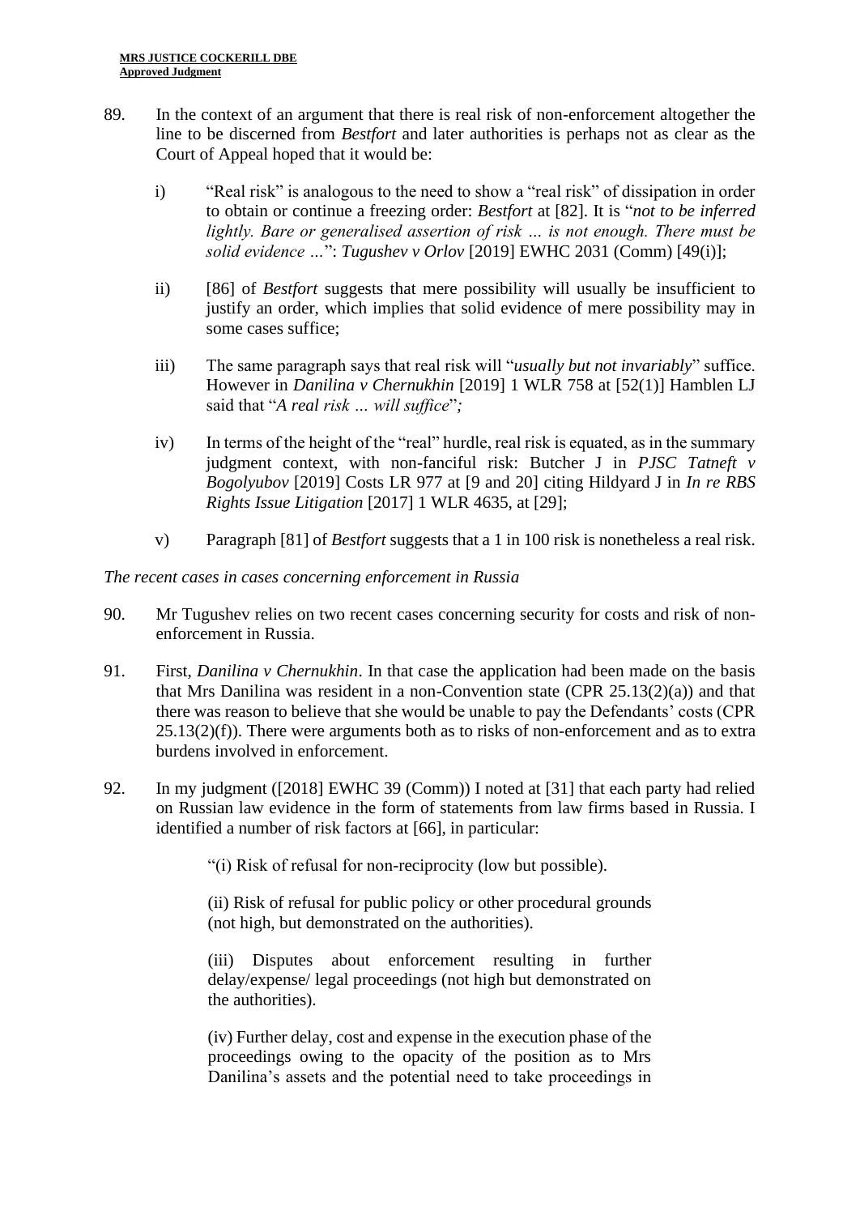89. In the context of an argument that there is real risk of non-enforcement altogether the line to be discerned from *Bestfort* and later authorities is perhaps not as clear as the Court of Appeal hoped that it would be:

    i) "Real risk" is analogous to the need to show a "real risk" of dissipation in order to obtain or continue a freezing order: *Bestfort* at [82]. It is "*not to be inferred lightly. Bare or generalised assertion of risk … is not enough. There must be solid evidence …*": *Tugushev v Orlov* [2019] EWHC 2031 (Comm) [49(i)];

    ii) [86] of *Bestfort* suggests that mere possibility will usually be insufficient to justify an order, which implies that solid evidence of mere possibility may in some cases suffice;

    iii) The same paragraph says that real risk will "*usually but not invariably*" suffice. However in *Danilina v Chernukhin* [2019] 1 WLR 758 at [52(1)] Hamblen LJ said that "*A real risk … will suffice*"*;*

    iv) In terms of the height of the "real" hurdle, real risk is equated, as in the summary judgment context, with non-fanciful risk: Butcher J in *PJSC Tatneft v Bogolyubov* [2019] Costs LR 977 at [9 and 20] citing Hildyard J in *In re RBS Rights Issue Litigation* [2017] 1 WLR 4635, at [29];

    v) Paragraph [81] of *Bestfort* suggests that a 1 in 100 risk is nonetheless a real risk.

*The recent cases in cases concerning enforcement in Russia*

90. Mr Tugushev relies on two recent cases concerning security for costs and risk of non-enforcement in Russia.

91. First, *Danilina v Chernukhin*. In that case the application had been made on the basis that Mrs Danilina was resident in a non-Convention state (CPR 25.13(2)(a)) and that there was reason to believe that she would be unable to pay the Defendants' costs (CPR 25.13(2)(f)). There were arguments both as to risks of non-enforcement and as to extra burdens involved in enforcement.

92. In my judgment ([2018] EWHC 39 (Comm)) I noted at [31] that each party had relied on Russian law evidence in the form of statements from law firms based in Russia. I identified a number of risk factors at [66], in particular:

    > "(i) Risk of refusal for non-reciprocity (low but possible).
    >
    > (ii) Risk of refusal for public policy or other procedural grounds (not high, but demonstrated on the authorities).
    >
    > (iii) Disputes about enforcement resulting in further delay/expense/ legal proceedings (not high but demonstrated on the authorities).
    >
    > (iv) Further delay, cost and expense in the execution phase of the proceedings owing to the opacity of the position as to Mrs Danilina's assets and the potential need to take proceedings in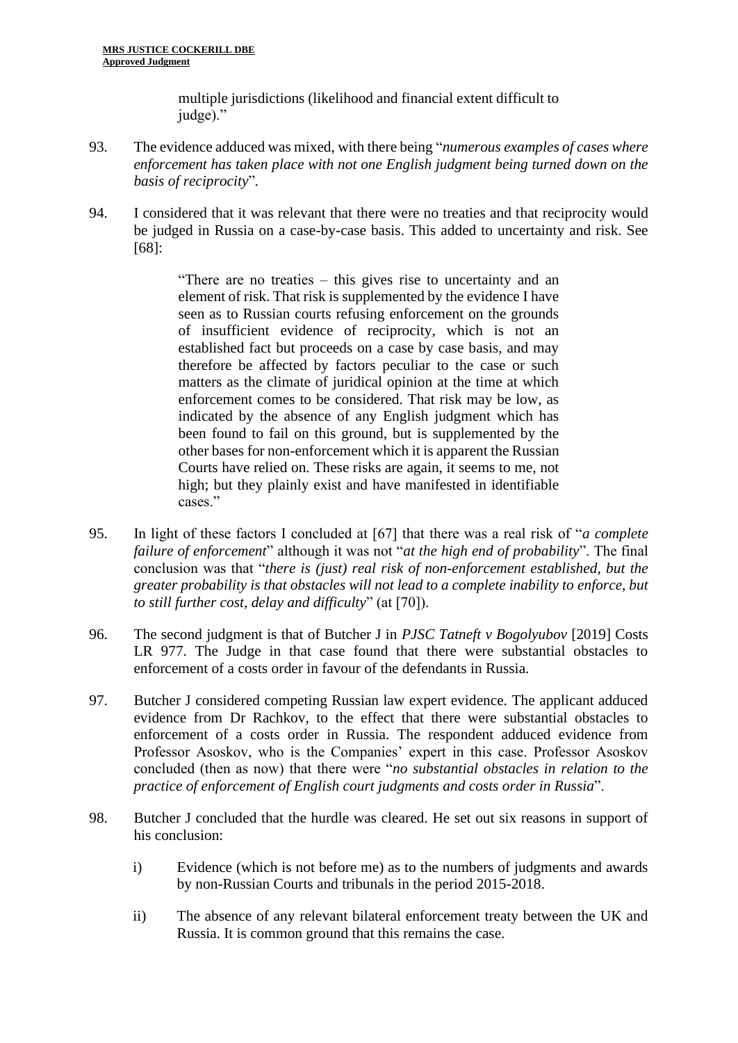multiple jurisdictions (likelihood and financial extent difficult to judge)."

93. The evidence adduced was mixed, with there being "*numerous examples of cases where enforcement has taken place with not one English judgment being turned down on the basis of reciprocity*".

94. I considered that it was relevant that there were no treaties and that reciprocity would be judged in Russia on a case-by-case basis. This added to uncertainty and risk. See [68]:

> "There are no treaties – this gives rise to uncertainty and an element of risk. That risk is supplemented by the evidence I have seen as to Russian courts refusing enforcement on the grounds of insufficient evidence of reciprocity, which is not an established fact but proceeds on a case by case basis, and may therefore be affected by factors peculiar to the case or such matters as the climate of juridical opinion at the time at which enforcement comes to be considered. That risk may be low, as indicated by the absence of any English judgment which has been found to fail on this ground, but is supplemented by the other bases for non-enforcement which it is apparent the Russian Courts have relied on. These risks are again, it seems to me, not high; but they plainly exist and have manifested in identifiable cases."

95. In light of these factors I concluded at [67] that there was a real risk of "*a complete failure of enforcement*" although it was not "*at the high end of probability*". The final conclusion was that "*there is (just) real risk of non-enforcement established, but the greater probability is that obstacles will not lead to a complete inability to enforce, but to still further cost, delay and difficulty*" (at [70]).

96. The second judgment is that of Butcher J in *PJSC Tatneft v Bogolyubov* [2019] Costs LR 977. The Judge in that case found that there were substantial obstacles to enforcement of a costs order in favour of the defendants in Russia.

97. Butcher J considered competing Russian law expert evidence. The applicant adduced evidence from Dr Rachkov, to the effect that there were substantial obstacles to enforcement of a costs order in Russia. The respondent adduced evidence from Professor Asoskov, who is the Companies' expert in this case. Professor Asoskov concluded (then as now) that there were "*no substantial obstacles in relation to the practice of enforcement of English court judgments and costs order in Russia*".

98. Butcher J concluded that the hurdle was cleared. He set out six reasons in support of his conclusion:

    i) Evidence (which is not before me) as to the numbers of judgments and awards by non-Russian Courts and tribunals in the period 2015-2018.

    ii) The absence of any relevant bilateral enforcement treaty between the UK and Russia. It is common ground that this remains the case.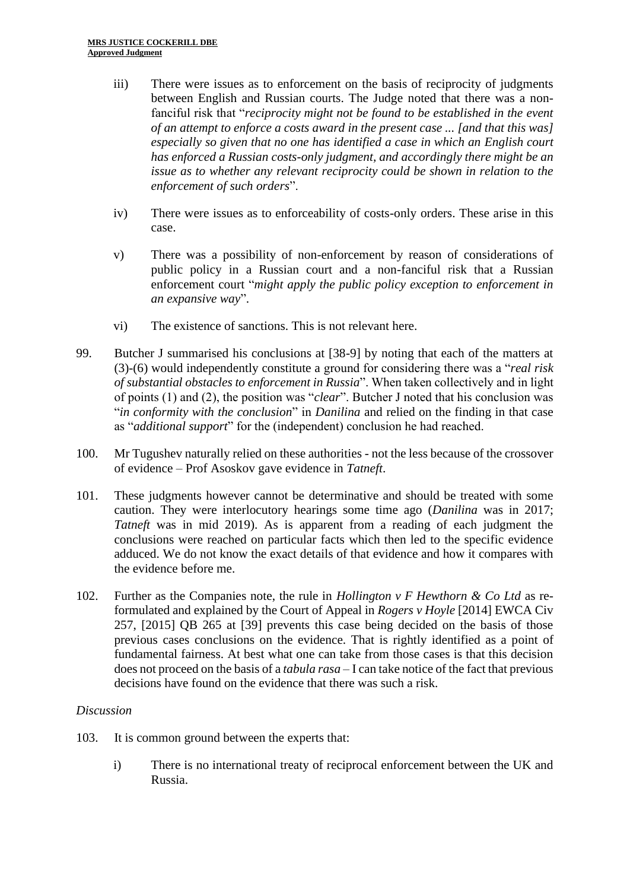iii) There were issues as to enforcement on the basis of reciprocity of judgments between English and Russian courts. The Judge noted that there was a non-fanciful risk that "*reciprocity might not be found to be established in the event of an attempt to enforce a costs award in the present case ... [and that this was] especially so given that no one has identified a case in which an English court has enforced a Russian costs-only judgment, and accordingly there might be an issue as to whether any relevant reciprocity could be shown in relation to the enforcement of such orders*".

iv) There were issues as to enforceability of costs-only orders. These arise in this case.

v) There was a possibility of non-enforcement by reason of considerations of public policy in a Russian court and a non-fanciful risk that a Russian enforcement court "*might apply the public policy exception to enforcement in an expansive way*".

vi) The existence of sanctions. This is not relevant here.

99. Butcher J summarised his conclusions at [38-9] by noting that each of the matters at (3)-(6) would independently constitute a ground for considering there was a "*real risk of substantial obstacles to enforcement in Russia*". When taken collectively and in light of points (1) and (2), the position was "*clear*". Butcher J noted that his conclusion was "*in conformity with the conclusion*" in *Danilina* and relied on the finding in that case as "*additional support*" for the (independent) conclusion he had reached.

100. Mr Tugushev naturally relied on these authorities - not the less because of the crossover of evidence – Prof Asoskov gave evidence in *Tatneft*.

101. These judgments however cannot be determinative and should be treated with some caution. They were interlocutory hearings some time ago (*Danilina* was in 2017; *Tatneft* was in mid 2019). As is apparent from a reading of each judgment the conclusions were reached on particular facts which then led to the specific evidence adduced. We do not know the exact details of that evidence and how it compares with the evidence before me.

102. Further as the Companies note, the rule in *Hollington v F Hewthorn & Co Ltd* as re-formulated and explained by the Court of Appeal in *Rogers v Hoyle* [2014] EWCA Civ 257, [2015] QB 265 at [39] prevents this case being decided on the basis of those previous cases conclusions on the evidence. That is rightly identified as a point of fundamental fairness. At best what one can take from those cases is that this decision does not proceed on the basis of a *tabula rasa* – I can take notice of the fact that previous decisions have found on the evidence that there was such a risk.

*Discussion*

103. It is common ground between the experts that:

i) There is no international treaty of reciprocal enforcement between the UK and Russia.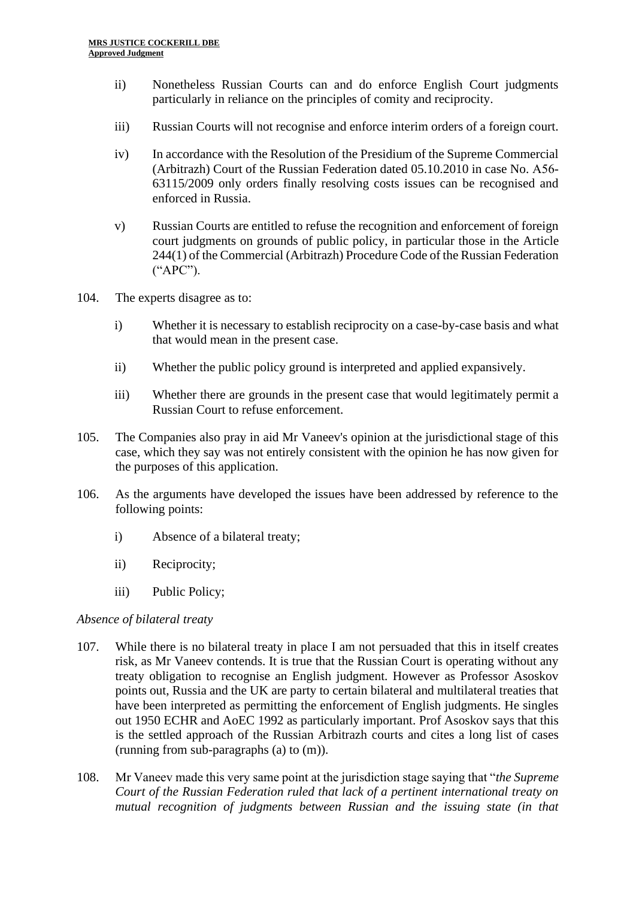ii) Nonetheless Russian Courts can and do enforce English Court judgments particularly in reliance on the principles of comity and reciprocity.

iii) Russian Courts will not recognise and enforce interim orders of a foreign court.

iv) In accordance with the Resolution of the Presidium of the Supreme Commercial (Arbitrazh) Court of the Russian Federation dated 05.10.2010 in case No. A56-63115/2009 only orders finally resolving costs issues can be recognised and enforced in Russia.

v) Russian Courts are entitled to refuse the recognition and enforcement of foreign court judgments on grounds of public policy, in particular those in the Article 244(1) of the Commercial (Arbitrazh) Procedure Code of the Russian Federation ("APC").

104. The experts disagree as to:

i) Whether it is necessary to establish reciprocity on a case-by-case basis and what that would mean in the present case.

ii) Whether the public policy ground is interpreted and applied expansively.

iii) Whether there are grounds in the present case that would legitimately permit a Russian Court to refuse enforcement.

105. The Companies also pray in aid Mr Vaneev's opinion at the jurisdictional stage of this case, which they say was not entirely consistent with the opinion he has now given for the purposes of this application.

106. As the arguments have developed the issues have been addressed by reference to the following points:

i) Absence of a bilateral treaty;

ii) Reciprocity;

iii) Public Policy;

*Absence of bilateral treaty*

107. While there is no bilateral treaty in place I am not persuaded that this in itself creates risk, as Mr Vaneev contends. It is true that the Russian Court is operating without any treaty obligation to recognise an English judgment. However as Professor Asoskov points out, Russia and the UK are party to certain bilateral and multilateral treaties that have been interpreted as permitting the enforcement of English judgments. He singles out 1950 ECHR and AoEC 1992 as particularly important. Prof Asoskov says that this is the settled approach of the Russian Arbitrazh courts and cites a long list of cases (running from sub-paragraphs (a) to (m)).

108. Mr Vaneev made this very same point at the jurisdiction stage saying that "*the Supreme Court of the Russian Federation ruled that lack of a pertinent international treaty on mutual recognition of judgments between Russian and the issuing state (in that*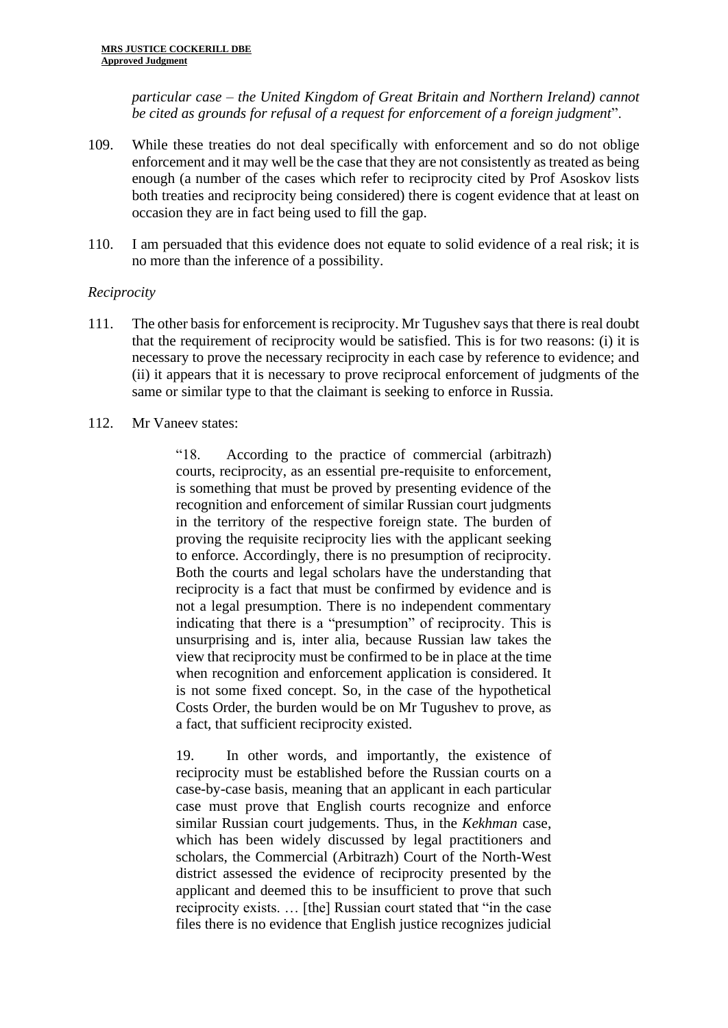*particular case – the United Kingdom of Great Britain and Northern Ireland) cannot be cited as grounds for refusal of a request for enforcement of a foreign judgment*".

109. While these treaties do not deal specifically with enforcement and so do not oblige enforcement and it may well be the case that they are not consistently as treated as being enough (a number of the cases which refer to reciprocity cited by Prof Asoskov lists both treaties and reciprocity being considered) there is cogent evidence that at least on occasion they are in fact being used to fill the gap.

110. I am persuaded that this evidence does not equate to solid evidence of a real risk; it is no more than the inference of a possibility.

*Reciprocity*

111. The other basis for enforcement is reciprocity. Mr Tugushev says that there is real doubt that the requirement of reciprocity would be satisfied. This is for two reasons: (i) it is necessary to prove the necessary reciprocity in each case by reference to evidence; and (ii) it appears that it is necessary to prove reciprocal enforcement of judgments of the same or similar type to that the claimant is seeking to enforce in Russia.

112. Mr Vaneev states:

> "18. According to the practice of commercial (arbitrazh) courts, reciprocity, as an essential pre-requisite to enforcement, is something that must be proved by presenting evidence of the recognition and enforcement of similar Russian court judgments in the territory of the respective foreign state. The burden of proving the requisite reciprocity lies with the applicant seeking to enforce. Accordingly, there is no presumption of reciprocity. Both the courts and legal scholars have the understanding that reciprocity is a fact that must be confirmed by evidence and is not a legal presumption. There is no independent commentary indicating that there is a "presumption" of reciprocity. This is unsurprising and is, inter alia, because Russian law takes the view that reciprocity must be confirmed to be in place at the time when recognition and enforcement application is considered. It is not some fixed concept. So, in the case of the hypothetical Costs Order, the burden would be on Mr Tugushev to prove, as a fact, that sufficient reciprocity existed.
>
> 19. In other words, and importantly, the existence of reciprocity must be established before the Russian courts on a case-by-case basis, meaning that an applicant in each particular case must prove that English courts recognize and enforce similar Russian court judgements. Thus, in the *Kekhman* case, which has been widely discussed by legal practitioners and scholars, the Commercial (Arbitrazh) Court of the North-West district assessed the evidence of reciprocity presented by the applicant and deemed this to be insufficient to prove that such reciprocity exists. … [the] Russian court stated that "in the case files there is no evidence that English justice recognizes judicial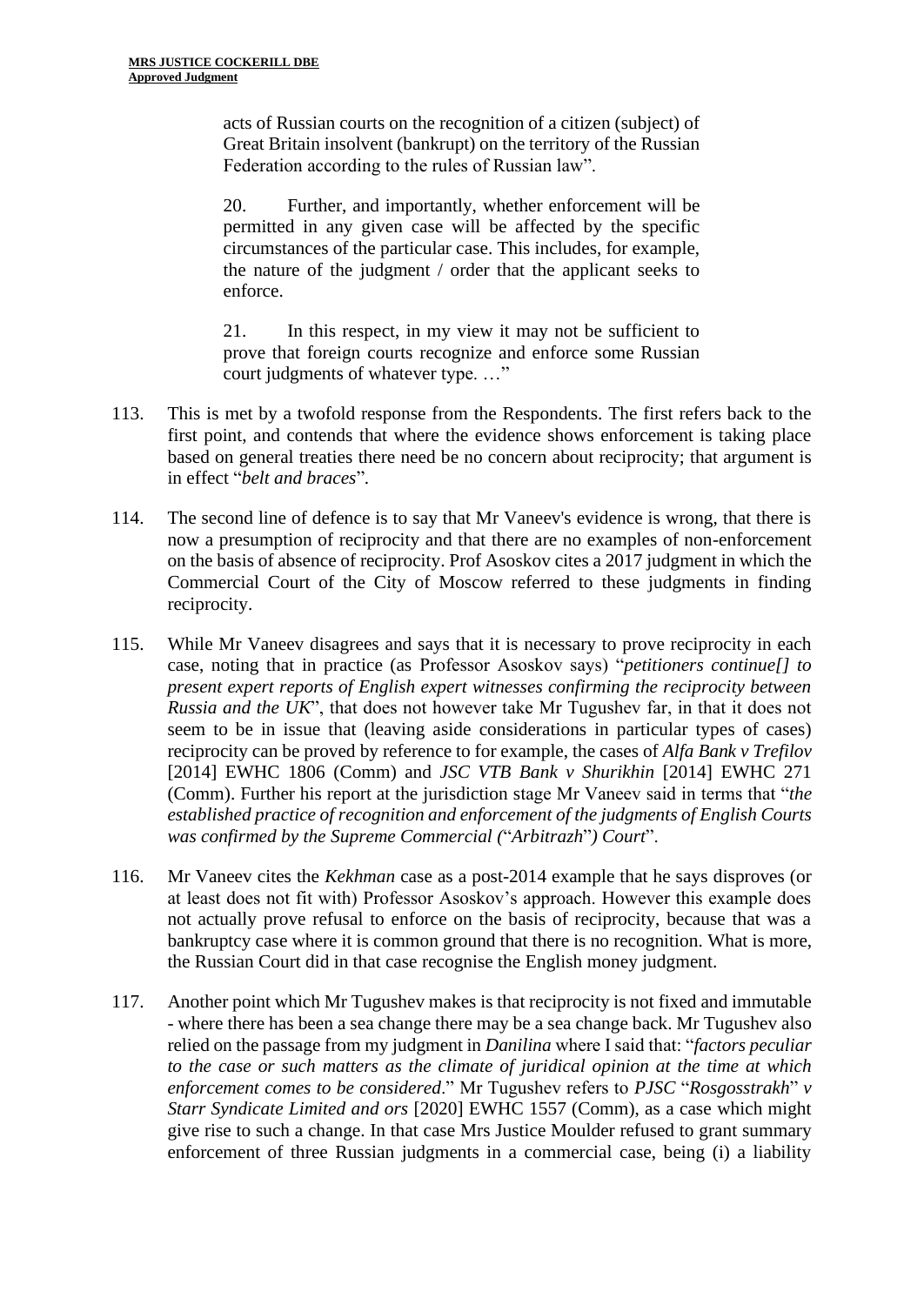acts of Russian courts on the recognition of a citizen (subject) of Great Britain insolvent (bankrupt) on the territory of the Russian Federation according to the rules of Russian law".

20. Further, and importantly, whether enforcement will be permitted in any given case will be affected by the specific circumstances of the particular case. This includes, for example, the nature of the judgment / order that the applicant seeks to enforce.

21. In this respect, in my view it may not be sufficient to prove that foreign courts recognize and enforce some Russian court judgments of whatever type. …"

113. This is met by a twofold response from the Respondents. The first refers back to the first point, and contends that where the evidence shows enforcement is taking place based on general treaties there need be no concern about reciprocity; that argument is in effect "*belt and braces*".

114. The second line of defence is to say that Mr Vaneev's evidence is wrong, that there is now a presumption of reciprocity and that there are no examples of non-enforcement on the basis of absence of reciprocity. Prof Asoskov cites a 2017 judgment in which the Commercial Court of the City of Moscow referred to these judgments in finding reciprocity.

115. While Mr Vaneev disagrees and says that it is necessary to prove reciprocity in each case, noting that in practice (as Professor Asoskov says) "*petitioners continue[] to present expert reports of English expert witnesses confirming the reciprocity between Russia and the UK*", that does not however take Mr Tugushev far, in that it does not seem to be in issue that (leaving aside considerations in particular types of cases) reciprocity can be proved by reference to for example, the cases of *Alfa Bank v Trefilov* [2014] EWHC 1806 (Comm) and *JSC VTB Bank v Shurikhin* [2014] EWHC 271 (Comm). Further his report at the jurisdiction stage Mr Vaneev said in terms that "*the established practice of recognition and enforcement of the judgments of English Courts was confirmed by the Supreme Commercial (*"*Arbitrazh*"*) Court*".

116. Mr Vaneev cites the *Kekhman* case as a post-2014 example that he says disproves (or at least does not fit with) Professor Asoskov's approach. However this example does not actually prove refusal to enforce on the basis of reciprocity, because that was a bankruptcy case where it is common ground that there is no recognition. What is more, the Russian Court did in that case recognise the English money judgment.

117. Another point which Mr Tugushev makes is that reciprocity is not fixed and immutable - where there has been a sea change there may be a sea change back. Mr Tugushev also relied on the passage from my judgment in *Danilina* where I said that: "*factors peculiar to the case or such matters as the climate of juridical opinion at the time at which enforcement comes to be considered*." Mr Tugushev refers to *PJSC* "*Rosgosstrakh*" *v Starr Syndicate Limited and ors* [2020] EWHC 1557 (Comm), as a case which might give rise to such a change. In that case Mrs Justice Moulder refused to grant summary enforcement of three Russian judgments in a commercial case, being (i) a liability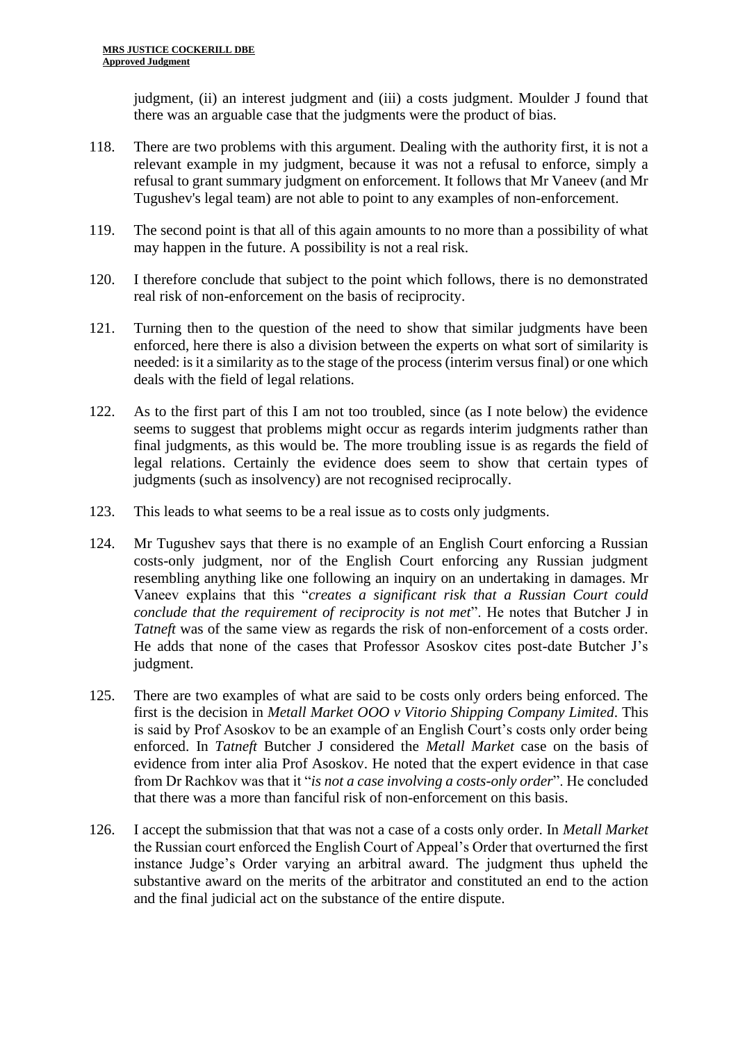judgment, (ii) an interest judgment and (iii) a costs judgment. Moulder J found that there was an arguable case that the judgments were the product of bias.

118. There are two problems with this argument. Dealing with the authority first, it is not a relevant example in my judgment, because it was not a refusal to enforce, simply a refusal to grant summary judgment on enforcement. It follows that Mr Vaneev (and Mr Tugushev's legal team) are not able to point to any examples of non-enforcement.

119. The second point is that all of this again amounts to no more than a possibility of what may happen in the future. A possibility is not a real risk.

120. I therefore conclude that subject to the point which follows, there is no demonstrated real risk of non-enforcement on the basis of reciprocity.

121. Turning then to the question of the need to show that similar judgments have been enforced, here there is also a division between the experts on what sort of similarity is needed: is it a similarity as to the stage of the process (interim versus final) or one which deals with the field of legal relations.

122. As to the first part of this I am not too troubled, since (as I note below) the evidence seems to suggest that problems might occur as regards interim judgments rather than final judgments, as this would be. The more troubling issue is as regards the field of legal relations. Certainly the evidence does seem to show that certain types of judgments (such as insolvency) are not recognised reciprocally.

123. This leads to what seems to be a real issue as to costs only judgments.

124. Mr Tugushev says that there is no example of an English Court enforcing a Russian costs-only judgment, nor of the English Court enforcing any Russian judgment resembling anything like one following an inquiry on an undertaking in damages. Mr Vaneev explains that this "*creates a significant risk that a Russian Court could conclude that the requirement of reciprocity is not met*". He notes that Butcher J in *Tatneft* was of the same view as regards the risk of non-enforcement of a costs order. He adds that none of the cases that Professor Asoskov cites post-date Butcher J's judgment.

125. There are two examples of what are said to be costs only orders being enforced. The first is the decision in *Metall Market OOO v Vitorio Shipping Company Limited*. This is said by Prof Asoskov to be an example of an English Court's costs only order being enforced. In *Tatneft* Butcher J considered the *Metall Market* case on the basis of evidence from inter alia Prof Asoskov. He noted that the expert evidence in that case from Dr Rachkov was that it "*is not a case involving a costs-only order*". He concluded that there was a more than fanciful risk of non-enforcement on this basis.

126. I accept the submission that that was not a case of a costs only order. In *Metall Market* the Russian court enforced the English Court of Appeal's Order that overturned the first instance Judge's Order varying an arbitral award. The judgment thus upheld the substantive award on the merits of the arbitrator and constituted an end to the action and the final judicial act on the substance of the entire dispute.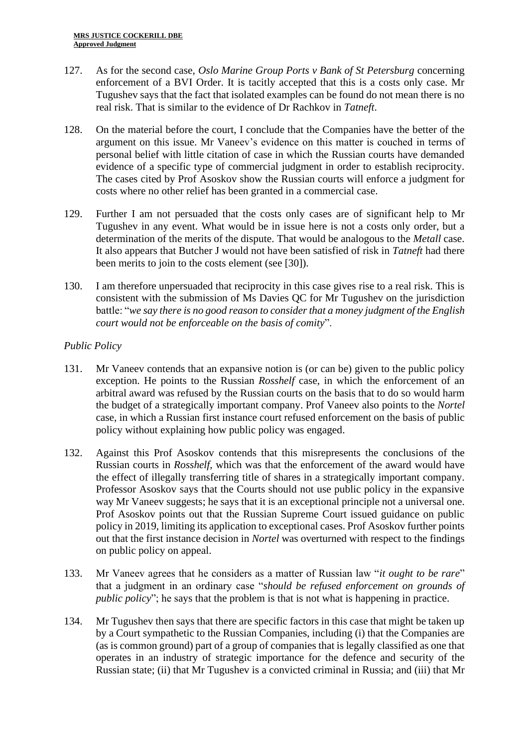127. As for the second case, *Oslo Marine Group Ports v Bank of St Petersburg* concerning enforcement of a BVI Order. It is tacitly accepted that this is a costs only case. Mr Tugushev says that the fact that isolated examples can be found do not mean there is no real risk. That is similar to the evidence of Dr Rachkov in *Tatneft*.

128. On the material before the court, I conclude that the Companies have the better of the argument on this issue. Mr Vaneev's evidence on this matter is couched in terms of personal belief with little citation of case in which the Russian courts have demanded evidence of a specific type of commercial judgment in order to establish reciprocity. The cases cited by Prof Asoskov show the Russian courts will enforce a judgment for costs where no other relief has been granted in a commercial case.

129. Further I am not persuaded that the costs only cases are of significant help to Mr Tugushev in any event. What would be in issue here is not a costs only order, but a determination of the merits of the dispute. That would be analogous to the *Metall* case. It also appears that Butcher J would not have been satisfied of risk in *Tatneft* had there been merits to join to the costs element (see [30]).

130. I am therefore unpersuaded that reciprocity in this case gives rise to a real risk. This is consistent with the submission of Ms Davies QC for Mr Tugushev on the jurisdiction battle: "*we say there is no good reason to consider that a money judgment of the English court would not be enforceable on the basis of comity*".

*Public Policy*

131. Mr Vaneev contends that an expansive notion is (or can be) given to the public policy exception. He points to the Russian *Rosshelf* case, in which the enforcement of an arbitral award was refused by the Russian courts on the basis that to do so would harm the budget of a strategically important company. Prof Vaneev also points to the *Nortel* case, in which a Russian first instance court refused enforcement on the basis of public policy without explaining how public policy was engaged.

132. Against this Prof Asoskov contends that this misrepresents the conclusions of the Russian courts in *Rosshelf*, which was that the enforcement of the award would have the effect of illegally transferring title of shares in a strategically important company. Professor Asoskov says that the Courts should not use public policy in the expansive way Mr Vaneev suggests; he says that it is an exceptional principle not a universal one. Prof Asoskov points out that the Russian Supreme Court issued guidance on public policy in 2019, limiting its application to exceptional cases. Prof Asoskov further points out that the first instance decision in *Nortel* was overturned with respect to the findings on public policy on appeal.

133. Mr Vaneev agrees that he considers as a matter of Russian law "*it ought to be rare*" that a judgment in an ordinary case "*should be refused enforcement on grounds of public policy*"; he says that the problem is that is not what is happening in practice.

134. Mr Tugushev then says that there are specific factors in this case that might be taken up by a Court sympathetic to the Russian Companies, including (i) that the Companies are (as is common ground) part of a group of companies that is legally classified as one that operates in an industry of strategic importance for the defence and security of the Russian state; (ii) that Mr Tugushev is a convicted criminal in Russia; and (iii) that Mr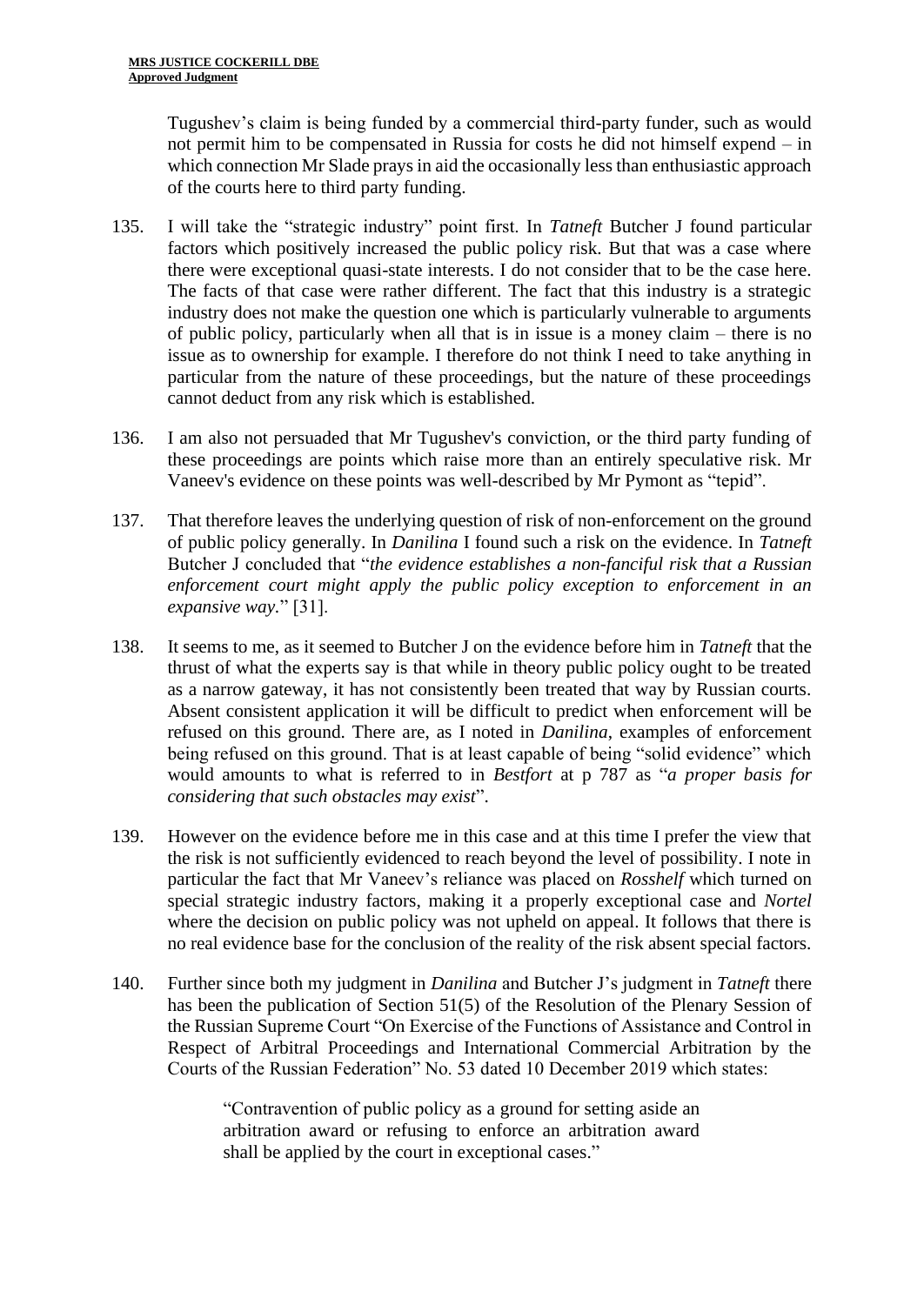Tugushev's claim is being funded by a commercial third-party funder, such as would not permit him to be compensated in Russia for costs he did not himself expend – in which connection Mr Slade prays in aid the occasionally less than enthusiastic approach of the courts here to third party funding.

135. I will take the "strategic industry" point first. In *Tatneft* Butcher J found particular factors which positively increased the public policy risk. But that was a case where there were exceptional quasi-state interests. I do not consider that to be the case here. The facts of that case were rather different. The fact that this industry is a strategic industry does not make the question one which is particularly vulnerable to arguments of public policy, particularly when all that is in issue is a money claim – there is no issue as to ownership for example. I therefore do not think I need to take anything in particular from the nature of these proceedings, but the nature of these proceedings cannot deduct from any risk which is established.

136. I am also not persuaded that Mr Tugushev's conviction, or the third party funding of these proceedings are points which raise more than an entirely speculative risk. Mr Vaneev's evidence on these points was well-described by Mr Pymont as "tepid".

137. That therefore leaves the underlying question of risk of non-enforcement on the ground of public policy generally. In *Danilina* I found such a risk on the evidence. In *Tatneft* Butcher J concluded that "*the evidence establishes a non-fanciful risk that a Russian enforcement court might apply the public policy exception to enforcement in an expansive way.*" [31].

138. It seems to me, as it seemed to Butcher J on the evidence before him in *Tatneft* that the thrust of what the experts say is that while in theory public policy ought to be treated as a narrow gateway, it has not consistently been treated that way by Russian courts. Absent consistent application it will be difficult to predict when enforcement will be refused on this ground. There are, as I noted in *Danilina*, examples of enforcement being refused on this ground. That is at least capable of being "solid evidence" which would amounts to what is referred to in *Bestfort* at p 787 as "*a proper basis for considering that such obstacles may exist*".

139. However on the evidence before me in this case and at this time I prefer the view that the risk is not sufficiently evidenced to reach beyond the level of possibility. I note in particular the fact that Mr Vaneev's reliance was placed on *Rosshelf* which turned on special strategic industry factors, making it a properly exceptional case and *Nortel* where the decision on public policy was not upheld on appeal. It follows that there is no real evidence base for the conclusion of the reality of the risk absent special factors.

140. Further since both my judgment in *Danilina* and Butcher J's judgment in *Tatneft* there has been the publication of Section 51(5) of the Resolution of the Plenary Session of the Russian Supreme Court "On Exercise of the Functions of Assistance and Control in Respect of Arbitral Proceedings and International Commercial Arbitration by the Courts of the Russian Federation" No. 53 dated 10 December 2019 which states:

> "Contravention of public policy as a ground for setting aside an arbitration award or refusing to enforce an arbitration award shall be applied by the court in exceptional cases."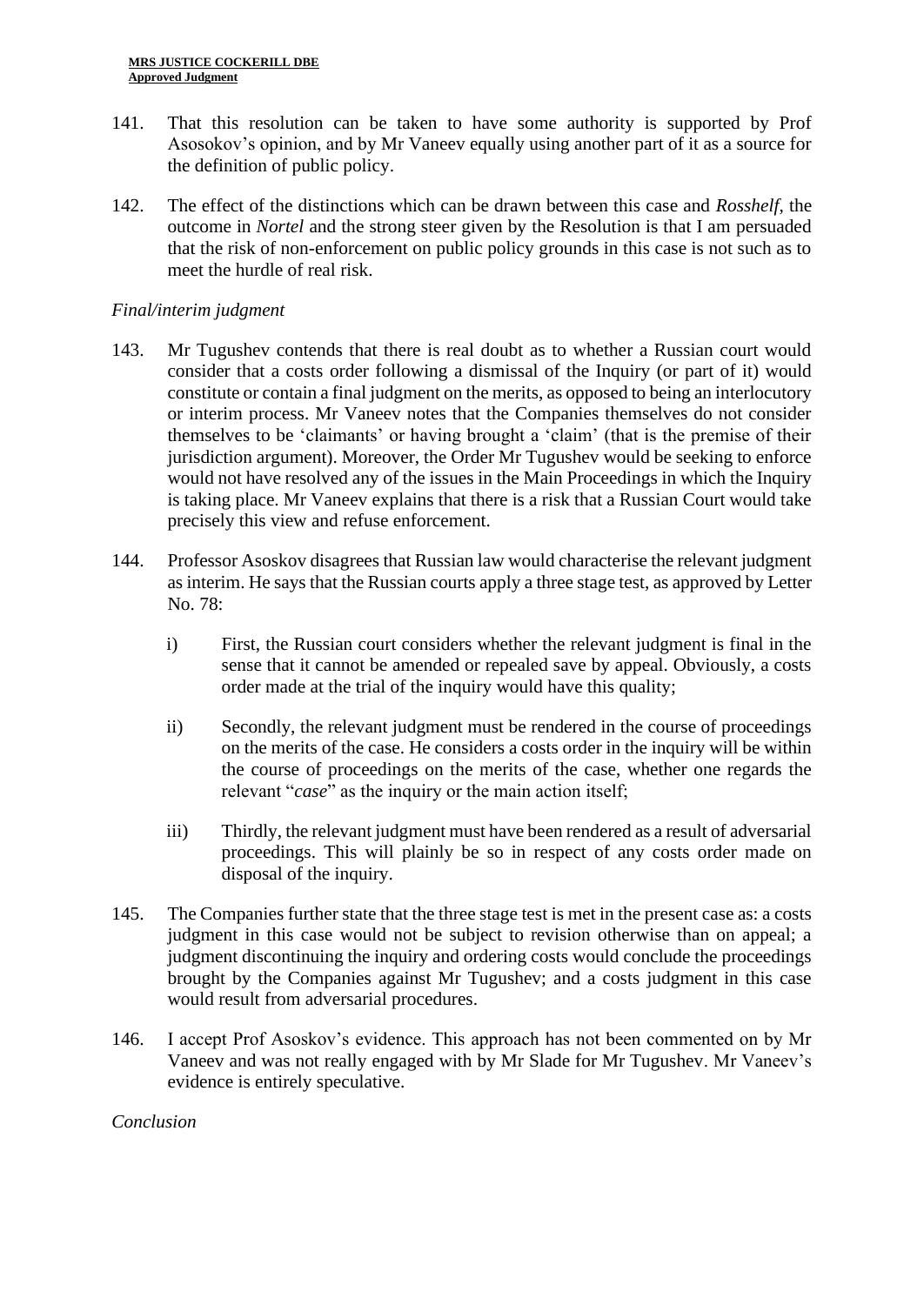141. That this resolution can be taken to have some authority is supported by Prof Asosokov's opinion, and by Mr Vaneev equally using another part of it as a source for the definition of public policy.

142. The effect of the distinctions which can be drawn between this case and *Rosshelf*, the outcome in *Nortel* and the strong steer given by the Resolution is that I am persuaded that the risk of non-enforcement on public policy grounds in this case is not such as to meet the hurdle of real risk.

*Final/interim judgment*

143. Mr Tugushev contends that there is real doubt as to whether a Russian court would consider that a costs order following a dismissal of the Inquiry (or part of it) would constitute or contain a final judgment on the merits, as opposed to being an interlocutory or interim process. Mr Vaneev notes that the Companies themselves do not consider themselves to be 'claimants' or having brought a 'claim' (that is the premise of their jurisdiction argument). Moreover, the Order Mr Tugushev would be seeking to enforce would not have resolved any of the issues in the Main Proceedings in which the Inquiry is taking place. Mr Vaneev explains that there is a risk that a Russian Court would take precisely this view and refuse enforcement.

144. Professor Asoskov disagrees that Russian law would characterise the relevant judgment as interim. He says that the Russian courts apply a three stage test, as approved by Letter No. 78:

    i) First, the Russian court considers whether the relevant judgment is final in the sense that it cannot be amended or repealed save by appeal. Obviously, a costs order made at the trial of the inquiry would have this quality;

    ii) Secondly, the relevant judgment must be rendered in the course of proceedings on the merits of the case. He considers a costs order in the inquiry will be within the course of proceedings on the merits of the case, whether one regards the relevant "*case*" as the inquiry or the main action itself;

    iii) Thirdly, the relevant judgment must have been rendered as a result of adversarial proceedings. This will plainly be so in respect of any costs order made on disposal of the inquiry.

145. The Companies further state that the three stage test is met in the present case as: a costs judgment in this case would not be subject to revision otherwise than on appeal; a judgment discontinuing the inquiry and ordering costs would conclude the proceedings brought by the Companies against Mr Tugushev; and a costs judgment in this case would result from adversarial procedures.

146. I accept Prof Asoskov's evidence. This approach has not been commented on by Mr Vaneev and was not really engaged with by Mr Slade for Mr Tugushev. Mr Vaneev's evidence is entirely speculative.

*Conclusion*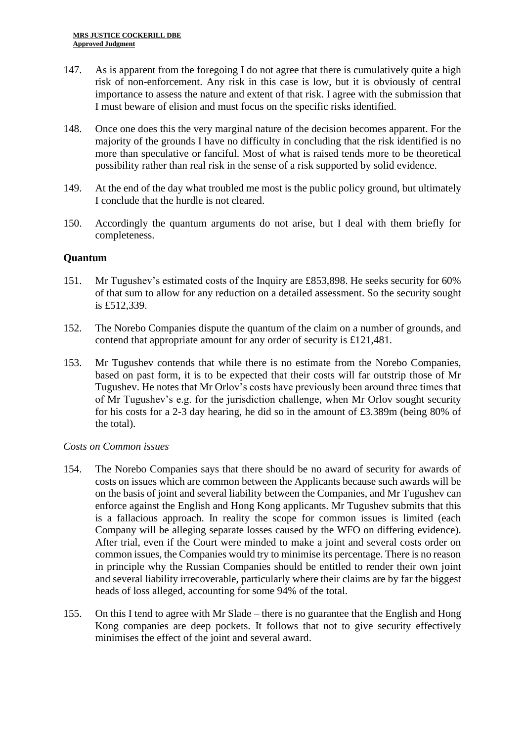147. As is apparent from the foregoing I do not agree that there is cumulatively quite a high risk of non-enforcement. Any risk in this case is low, but it is obviously of central importance to assess the nature and extent of that risk. I agree with the submission that I must beware of elision and must focus on the specific risks identified.

148. Once one does this the very marginal nature of the decision becomes apparent. For the majority of the grounds I have no difficulty in concluding that the risk identified is no more than speculative or fanciful. Most of what is raised tends more to be theoretical possibility rather than real risk in the sense of a risk supported by solid evidence.

149. At the end of the day what troubled me most is the public policy ground, but ultimately I conclude that the hurdle is not cleared.

150. Accordingly the quantum arguments do not arise, but I deal with them briefly for completeness.

## Quantum

151. Mr Tugushev's estimated costs of the Inquiry are £853,898. He seeks security for 60% of that sum to allow for any reduction on a detailed assessment. So the security sought is £512,339.

152. The Norebo Companies dispute the quantum of the claim on a number of grounds, and contend that appropriate amount for any order of security is £121,481.

153. Mr Tugushev contends that while there is no estimate from the Norebo Companies, based on past form, it is to be expected that their costs will far outstrip those of Mr Tugushev. He notes that Mr Orlov's costs have previously been around three times that of Mr Tugushev's e.g. for the jurisdiction challenge, when Mr Orlov sought security for his costs for a 2-3 day hearing, he did so in the amount of £3.389m (being 80% of the total).

*Costs on Common issues*

154. The Norebo Companies says that there should be no award of security for awards of costs on issues which are common between the Applicants because such awards will be on the basis of joint and several liability between the Companies, and Mr Tugushev can enforce against the English and Hong Kong applicants. Mr Tugushev submits that this is a fallacious approach. In reality the scope for common issues is limited (each Company will be alleging separate losses caused by the WFO on differing evidence). After trial, even if the Court were minded to make a joint and several costs order on common issues, the Companies would try to minimise its percentage. There is no reason in principle why the Russian Companies should be entitled to render their own joint and several liability irrecoverable, particularly where their claims are by far the biggest heads of loss alleged, accounting for some 94% of the total.

155. On this I tend to agree with Mr Slade – there is no guarantee that the English and Hong Kong companies are deep pockets. It follows that not to give security effectively minimises the effect of the joint and several award.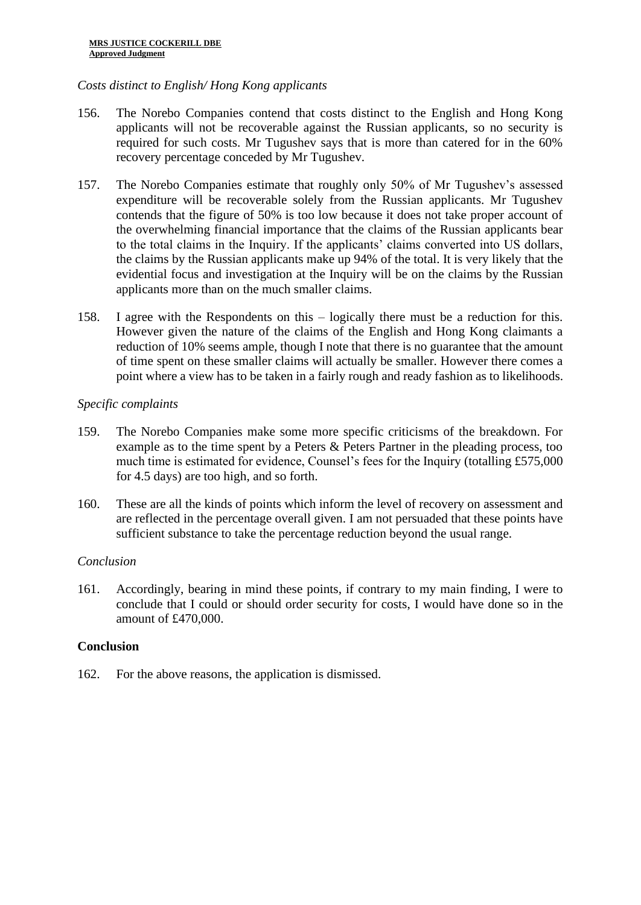*Costs distinct to English/ Hong Kong applicants*

156. The Norebo Companies contend that costs distinct to the English and Hong Kong applicants will not be recoverable against the Russian applicants, so no security is required for such costs. Mr Tugushev says that is more than catered for in the 60% recovery percentage conceded by Mr Tugushev.

157. The Norebo Companies estimate that roughly only 50% of Mr Tugushev's assessed expenditure will be recoverable solely from the Russian applicants. Mr Tugushev contends that the figure of 50% is too low because it does not take proper account of the overwhelming financial importance that the claims of the Russian applicants bear to the total claims in the Inquiry. If the applicants' claims converted into US dollars, the claims by the Russian applicants make up 94% of the total. It is very likely that the evidential focus and investigation at the Inquiry will be on the claims by the Russian applicants more than on the much smaller claims.

158. I agree with the Respondents on this – logically there must be a reduction for this. However given the nature of the claims of the English and Hong Kong claimants a reduction of 10% seems ample, though I note that there is no guarantee that the amount of time spent on these smaller claims will actually be smaller. However there comes a point where a view has to be taken in a fairly rough and ready fashion as to likelihoods.

*Specific complaints*

159. The Norebo Companies make some more specific criticisms of the breakdown. For example as to the time spent by a Peters & Peters Partner in the pleading process, too much time is estimated for evidence, Counsel's fees for the Inquiry (totalling £575,000 for 4.5 days) are too high, and so forth.

160. These are all the kinds of points which inform the level of recovery on assessment and are reflected in the percentage overall given. I am not persuaded that these points have sufficient substance to take the percentage reduction beyond the usual range.

*Conclusion*

161. Accordingly, bearing in mind these points, if contrary to my main finding, I were to conclude that I could or should order security for costs, I would have done so in the amount of £470,000.

## Conclusion

162. For the above reasons, the application is dismissed.